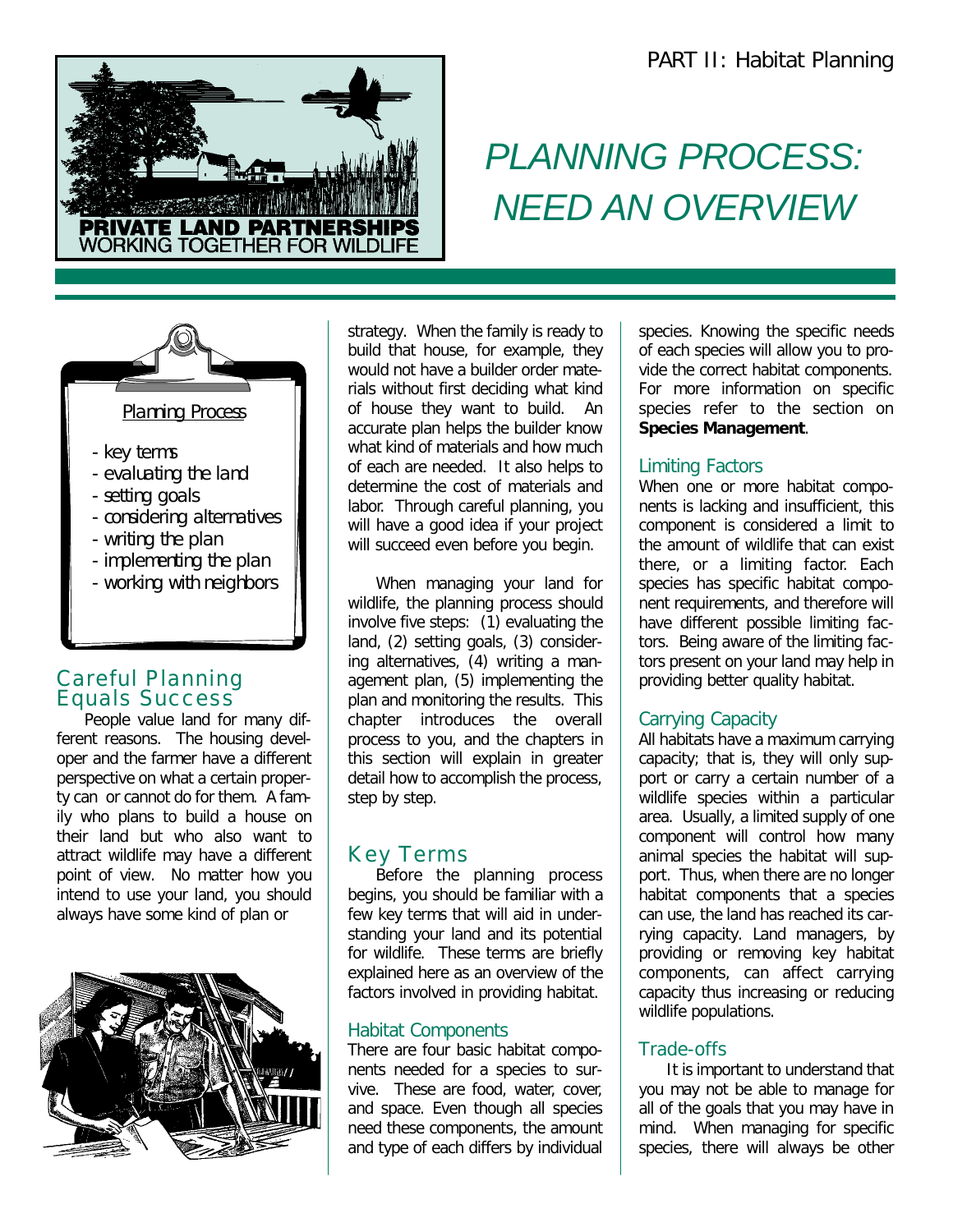# PLANNING PROCESS: NEED AN OVERVIEW

*Planning Process*

- *key terms*
- *evaluating the land*
- *setting goals*
- *considering alternatives*
- *writing the plan*
- *implementing the plan*
- *working with neighbors*

## Careful Planning Equals Success

People value land for many different reasons. The housing developer and the farmer have a different perspective on what a certain property can or cannot do for them. A family who plans to build a house on their land but who also want to attract wildlife may have a different point of view. No matter how you intend to use your land, you should always have some kind of plan or strategy. When the family is ready to build that house, for example, they would not have a builder order materials without first deciding what kind of house they want to build. An accurate plan helps the builder know what kind of materials and how much of each are needed. It also helps to determine the cost of materials and labor. Through careful planning, you will have a good idea if your project will succeed even before you begin.

When managing your land for wildlife, the planning process should involve five steps: (1) evaluating the land, (2) setting goals, (3) considering alternatives, (4) writing a management plan, (5) implementing the plan and monitoring the results. This chapter introduces the overall process to you, and the chapters in this section will explain in greater detail how to accomplish the process, step by step.

## Key Terms

Before the planning process begins, you should be familiar with a few key terms that will aid in understanding your land and its potential for wildlife. These terms are briefly explained here as an overview of the factors involved in providing habitat.

### Habitat Components

There are four basic habitat components needed for a species to survive. These are food, water, cover, and space. Even though all species need these components, the amount and type of each differs by individual species. Knowing the specific needs of each species will allow you to provide the correct habitat components. For more information on specific species refer to the section on **Species Management**.

### Limiting Factors

When one or more habitat components is lacking and insufficient, this component is considered a limit to the amount of wildlife that can exist there, or a limiting factor. Each species has specific habitat component requirements, and therefore will have different possible limiting factors. Being aware of the limiting factors present on your land may help in providing better quality habitat.

### Carrying Capacity

All habitats have a maximum carrying capacity; that is, they will only support or carry a certain number of a wildlife species within a particular area. Usually, a limited supply of one component will control how many animal species the habitat will support. Thus, when there are no longer habitat components that a species can use, the land has reached its carrying capacity. Land managers, by providing or removing key habitat components, can affect carrying capacity thus increasing or reducing wildlife populations.

### Trade-offs

It is important to understand that you may not be able to manage for all of the goals that you may have in mind. When managing for specific species, there will always be other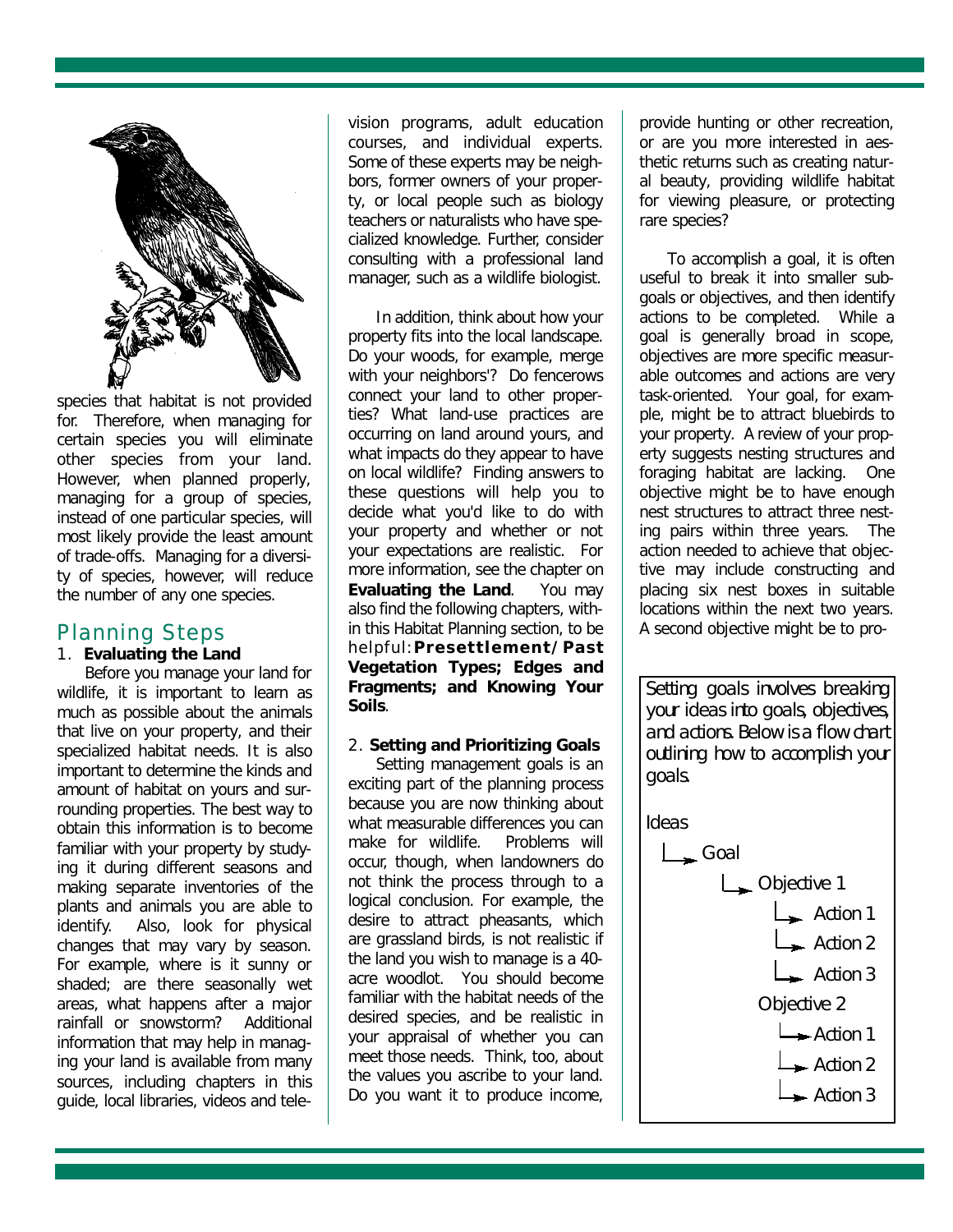species that habitat is not provided for. Therefore, when managing for certain species you will eliminate other species from your land. However, when planned properly, managing for a group of species, instead of one particular species, will most likely provide the least amount of trade-offs. Managing for a diversity of species, however, will reduce the number of any one species.

## Planning Steps

### 1. Evaluating the Land

Before you manage your land for wildlife, it is important to learn as much as possible about the animals that live on your property, and their specialized habitat needs. It is also important to determine the kinds and amount of habitat on yours and surrounding properties. The best way to obtain this information is to become familiar with your property by studying it during different seasons and making separate inventories of the plants and animals you are able to identify. Also, look for physical changes that may vary by season. For example, where is it sunny or shaded; are there seasonally wet areas, what happens after a major rainfall or snowstorm? Additional information that may help in managing your land is available from many sources, including chapters in this guide, local libraries, videos and television programs, adult education courses, and individual experts. Some of these experts may be neighbors, former owners of your property, or local people such as biology teachers or naturalists who have specialized knowledge. Further, consider consulting with a professional land manager, such as a wildlife biologist.

In addition, think about how your property fits into the local landscape. Do your woods, for example, merge with your neighbors'? Do fencerows connect your land to other properties? What land-use practices are occurring on land around yours, and what impacts do they appear to have on local wildlife? Finding answers to these questions will help you to decide what you'd like to do with your property and whether or not your expectations are realistic. For more information, see the chapter on **Evaluating the Land**. You may also find the following chapters, within this Habitat Planning section, to be helpful: **Presettlement/Past Vegetation Types; Edges and Fragments; and Knowing Your Soils**.

### 2. Setting and Prioritizing Goals

Setting management goals is an exciting part of the planning process because you are now thinking about what measurable differences you can make for wildlife. Problems will occur, though, when landowners do not think the process through to a logical conclusion. For example, the desire to attract pheasants, which are grassland birds, is not realistic if the land you wish to manage is a 40-acre woodlot. You should become familiar with the habitat needs of the desired species, and be realistic in your appraisal of whether you can meet those needs. Think, too, about the values you ascribe to your land. Do you want it to produce income, provide hunting or other recreation, or are you more interested in aesthetic returns such as creating natural beauty, providing wildlife habitat for viewing pleasure, or protecting rare species?

To accomplish a goal, it is often useful to break it into smaller subgoals or objectives, and then identify actions to be completed. While a goal is generally broad in scope, objectives are more specific measurable outcomes and actions are very task-oriented. Your goal, for example, might be to attract bluebirds to your property. A review of your property suggests nesting structures and foraging habitat are lacking. One objective might be to have enough nest structures to attract three nesting pairs within three years. The action needed to achieve that objective may include constructing and placing six nest boxes in suitable locations within the next two years. A second objective might be to pro-

*Setting goals involves breaking your ideas into goals, objectives, and actions. Below is a flow chart outlining how to accomplish your goals.*

```
Ideas
  └→ Goal
       └→ Objective 1
            └→ Action 1
            └→ Action 2
            └→ Action 3
          Objective 2
            └→ Action 1
            └→ Action 2
            └→ Action 3
```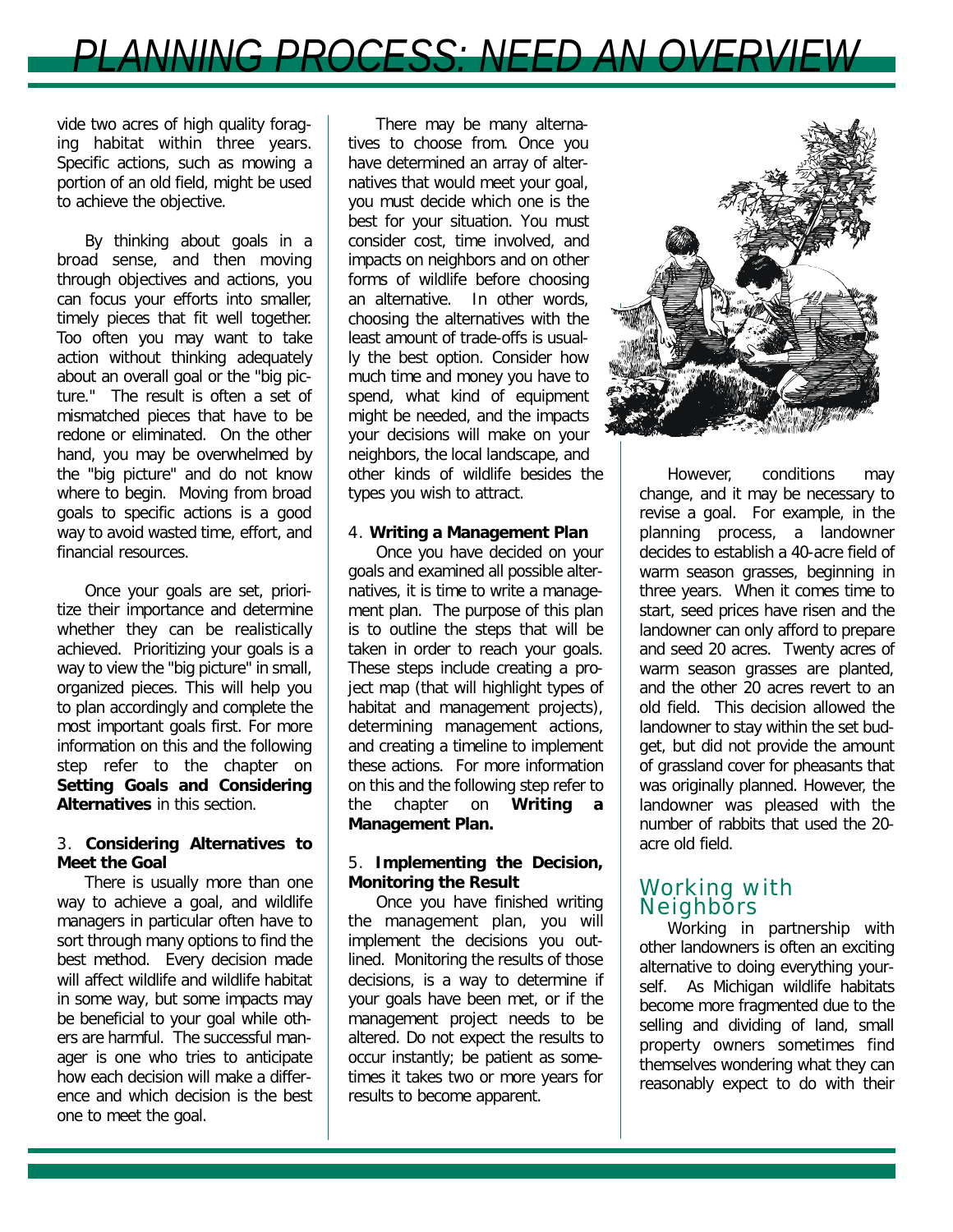# PLANNING PROCESS: NEED AN OVERVIEW

vide two acres of high quality foraging habitat within three years. Specific actions, such as mowing a portion of an old field, might be used to achieve the objective.

By thinking about goals in a broad sense, and then moving through objectives and actions, you can focus your efforts into smaller, timely pieces that fit well together. Too often you may want to take action without thinking adequately about an overall goal or the "big picture." The result is often a set of mismatched pieces that have to be redone or eliminated. On the other hand, you may be overwhelmed by the "big picture" and do not know where to begin. Moving from broad goals to specific actions is a good way to avoid wasted time, effort, and financial resources.

Once your goals are set, prioritize their importance and determine whether they can be realistically achieved. Prioritizing your goals is a way to view the "big picture" in small, organized pieces. This will help you to plan accordingly and complete the most important goals first. For more information on this and the following step refer to the chapter on **Setting Goals and Considering Alternatives** in this section.

3. **Considering Alternatives to Meet the Goal**

There is usually more than one way to achieve a goal, and wildlife managers in particular often have to sort through many options to find the best method. Every decision made will affect wildlife and wildlife habitat in some way, but some impacts may be beneficial to your goal while others are harmful. The successful manager is one who tries to anticipate how each decision will make a difference and which decision is the best one to meet the goal.

There may be many alternatives to choose from. Once you have determined an array of alternatives that would meet your goal, you must decide which one is the best for your situation. You must consider cost, time involved, and impacts on neighbors and on other forms of wildlife before choosing an alternative. In other words, choosing the alternatives with the least amount of trade-offs is usually the best option. Consider how much time and money you have to spend, what kind of equipment might be needed, and the impacts your decisions will make on your neighbors, the local landscape, and other kinds of wildlife besides the types you wish to attract.

4. **Writing a Management Plan**

Once you have decided on your goals and examined all possible alternatives, it is time to write a management plan. The purpose of this plan is to outline the steps that will be taken in order to reach your goals. These steps include creating a project map (that will highlight types of habitat and management projects), determining management actions, and creating a timeline to implement these actions. For more information on this and the following step refer to the chapter on **Writing a Management Plan.**

5. **Implementing the Decision, Monitoring the Result**

Once you have finished writing the management plan, you will implement the decisions you outlined. Monitoring the results of those decisions, is a way to determine if your goals have been met, or if the management project needs to be altered. Do not expect the results to occur instantly; be patient as sometimes it takes two or more years for results to become apparent.

However, conditions may change, and it may be necessary to revise a goal. For example, in the planning process, a landowner decides to establish a 40-acre field of warm season grasses, beginning in three years. When it comes time to start, seed prices have risen and the landowner can only afford to prepare and seed 20 acres. Twenty acres of warm season grasses are planted, and the other 20 acres revert to an old field. This decision allowed the landowner to stay within the set budget, but did not provide the amount of grassland cover for pheasants that was originally planned. However, the landowner was pleased with the number of rabbits that used the 20-acre old field.

## Working with Neighbors

Working in partnership with other landowners is often an exciting alternative to doing everything yourself. As Michigan wildlife habitats become more fragmented due to the selling and dividing of land, small property owners sometimes find themselves wondering what they can reasonably expect to do with their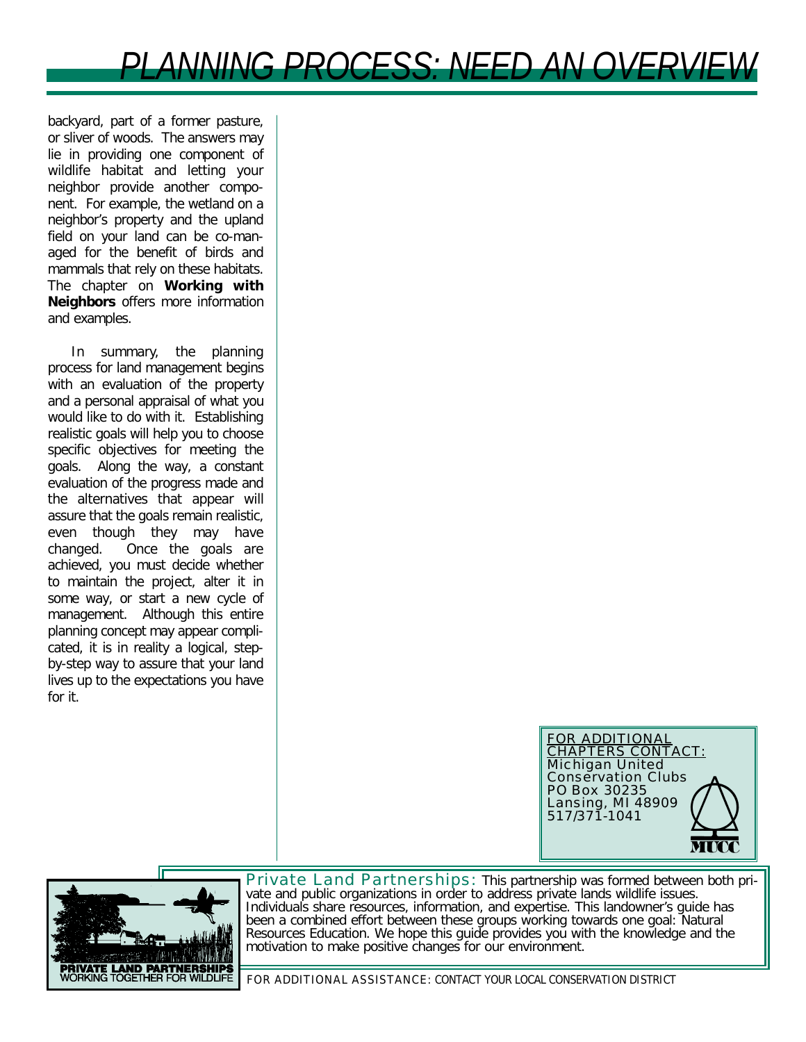backyard, part of a former pasture, or sliver of woods. The answers may lie in providing one component of wildlife habitat and letting your neighbor provide another component. For example, the wetland on a neighbor's property and the upland field on your land can be co-managed for the benefit of birds and mammals that rely on these habitats. The chapter on **Working with Neighbors** offers more information and examples.

In summary, the planning process for land management begins with an evaluation of the property and a personal appraisal of what you would like to do with it. Establishing realistic goals will help you to choose specific objectives for meeting the goals. Along the way, a constant evaluation of the progress made and the alternatives that appear will assure that the goals remain realistic, even though they may have changed. Once the goals are achieved, you must decide whether to maintain the project, alter it in some way, or start a new cycle of management. Although this entire planning concept may appear complicated, it is in reality a logical, step-by-step way to assure that your land lives up to the expectations you have for it.

FOR ADDITIONAL CHAPTERS CONTACT:
Michigan United Conservation Clubs
PO Box 30235
Lansing, MI 48909
517/371-1041

MUCC

PRIVATE LAND PARTNERSHIPS
WORKING TOGETHER FOR WILDLIFE

Private Land Partnerships: This partnership was formed between both private and public organizations in order to address private lands wildlife issues. Individuals share resources, information, and expertise. This landowner's guide has been a combined effort between these groups working towards one goal: Natural Resources Education. We hope this guide provides you with the knowledge and the motivation to make positive changes for our environment.

FOR ADDITIONAL ASSISTANCE: CONTACT YOUR LOCAL CONSERVATION DISTRICT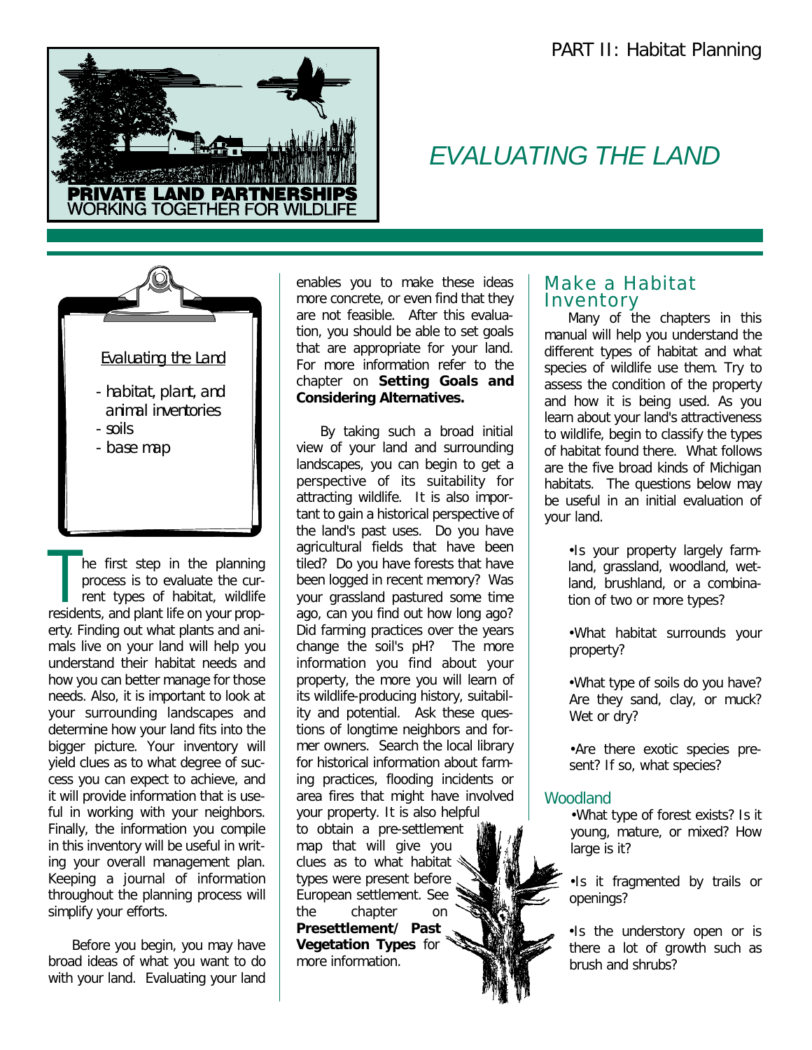PART II: Habitat Planning

PRIVATE LAND PARTNERSHIPS
WORKING TOGETHER FOR WILDLIFE

# *EVALUATING THE LAND*

Evaluating the Land

- habitat, plant, and animal inventories
- soils
- base map

The first step in the planning process is to evaluate the current types of habitat, wildlife residents, and plant life on your property. Finding out what plants and animals live on your land will help you understand their habitat needs and how you can better manage for those needs. Also, it is important to look at your surrounding landscapes and determine how your land fits into the bigger picture. Your inventory will yield clues as to what degree of success you can expect to achieve, and it will provide information that is useful in working with your neighbors. Finally, the information you compile in this inventory will be useful in writing your overall management plan. Keeping a journal of information throughout the planning process will simplify your efforts.

Before you begin, you may have broad ideas of what you want to do with your land. Evaluating your land enables you to make these ideas more concrete, or even find that they are not feasible. After this evaluation, you should be able to set goals that are appropriate for your land. For more information refer to the chapter on **Setting Goals and Considering Alternatives.**

By taking such a broad initial view of your land and surrounding landscapes, you can begin to get a perspective of its suitability for attracting wildlife. It is also important to gain a historical perspective of the land's past uses. Do you have agricultural fields that have been tiled? Do you have forests that have been logged in recent memory? Was your grassland pastured some time ago, can you find out how long ago? Did farming practices over the years change the soil's pH? The more information you find about your property, the more you will learn of its wildlife-producing history, suitability and potential. Ask these questions of longtime neighbors and former owners. Search the local library for historical information about farming practices, flooding incidents or area fires that might have involved your property. It is also helpful to obtain a pre-settlement map that will give you clues as to what habitat types were present before European settlement. See the chapter on **Presettlement/ Past Vegetation Types** for more information.

## Make a Habitat Inventory

Many of the chapters in this manual will help you understand the different types of habitat and what species of wildlife use them. Try to assess the condition of the property and how it is being used. As you learn about your land's attractiveness to wildlife, begin to classify the types of habitat found there. What follows are the five broad kinds of Michigan habitats. The questions below may be useful in an initial evaluation of your land.

- Is your property largely farmland, grassland, woodland, wetland, brushland, or a combination of two or more types?
- What habitat surrounds your property?
- What type of soils do you have? Are they sand, clay, or muck? Wet or dry?
- Are there exotic species present? If so, what species?

### Woodland

- What type of forest exists? Is it young, mature, or mixed? How large is it?
- Is it fragmented by trails or openings?
- Is the understory open or is there a lot of growth such as brush and shrubs?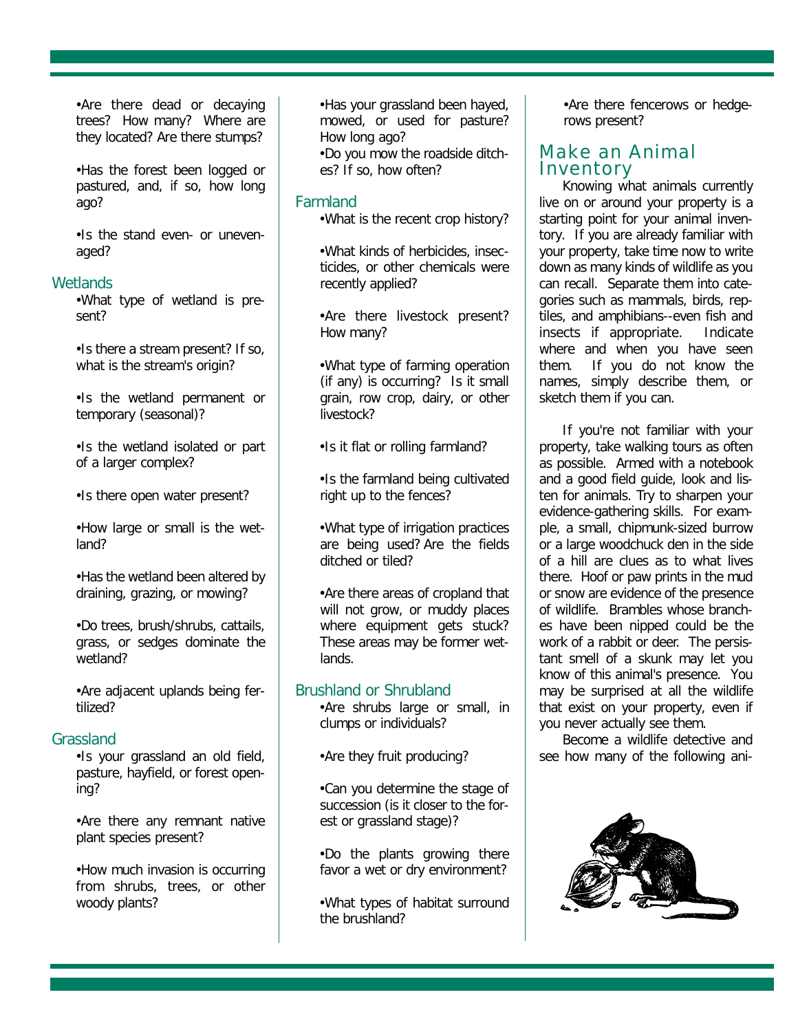- Are there dead or decaying trees? How many? Where are they located? Are there stumps?

- Has the forest been logged or pastured, and, if so, how long ago?

- Is the stand even- or uneven-aged?

### Wetlands

- What type of wetland is present?

- Is there a stream present? If so, what is the stream's origin?

- Is the wetland permanent or temporary (seasonal)?

- Is the wetland isolated or part of a larger complex?

- Is there open water present?

- How large or small is the wetland?

- Has the wetland been altered by draining, grazing, or mowing?

- Do trees, brush/shrubs, cattails, grass, or sedges dominate the wetland?

- Are adjacent uplands being fertilized?

### Grassland

- Is your grassland an old field, pasture, hayfield, or forest opening?

- Are there any remnant native plant species present?

- How much invasion is occurring from shrubs, trees, or other woody plants?

- Has your grassland been hayed, mowed, or used for pasture? How long ago?
- Do you mow the roadside ditches? If so, how often?

### Farmland

- What is the recent crop history?

- What kinds of herbicides, insecticides, or other chemicals were recently applied?

- Are there livestock present? How many?

- What type of farming operation (if any) is occurring? Is it small grain, row crop, dairy, or other livestock?

- Is it flat or rolling farmland?

- Is the farmland being cultivated right up to the fences?

- What type of irrigation practices are being used? Are the fields ditched or tiled?

- Are there areas of cropland that will not grow, or muddy places where equipment gets stuck? These areas may be former wetlands.

### Brushland or Shrubland

- Are shrubs large or small, in clumps or individuals?

- Are they fruit producing?

- Can you determine the stage of succession (is it closer to the forest or grassland stage)?

- Do the plants growing there favor a wet or dry environment?

- What types of habitat surround the brushland?

- Are there fencerows or hedgerows present?

## Make an Animal Inventory

Knowing what animals currently live on or around your property is a starting point for your animal inventory. If you are already familiar with your property, take time now to write down as many kinds of wildlife as you can recall. Separate them into categories such as mammals, birds, reptiles, and amphibians--even fish and insects if appropriate. Indicate where and when you have seen them. If you do not know the names, simply describe them, or sketch them if you can.

If you're not familiar with your property, take walking tours as often as possible. Armed with a notebook and a good field guide, look and listen for animals. Try to sharpen your evidence-gathering skills. For example, a small, chipmunk-sized burrow or a large woodchuck den in the side of a hill are clues as to what lives there. Hoof or paw prints in the mud or snow are evidence of the presence of wildlife. Brambles whose branches have been nipped could be the work of a rabbit or deer. The persistant smell of a skunk may let you know of this animal's presence. You may be surprised at all the wildlife that exist on your property, even if you never actually see them.

Become a wildlife detective and see how many of the following ani-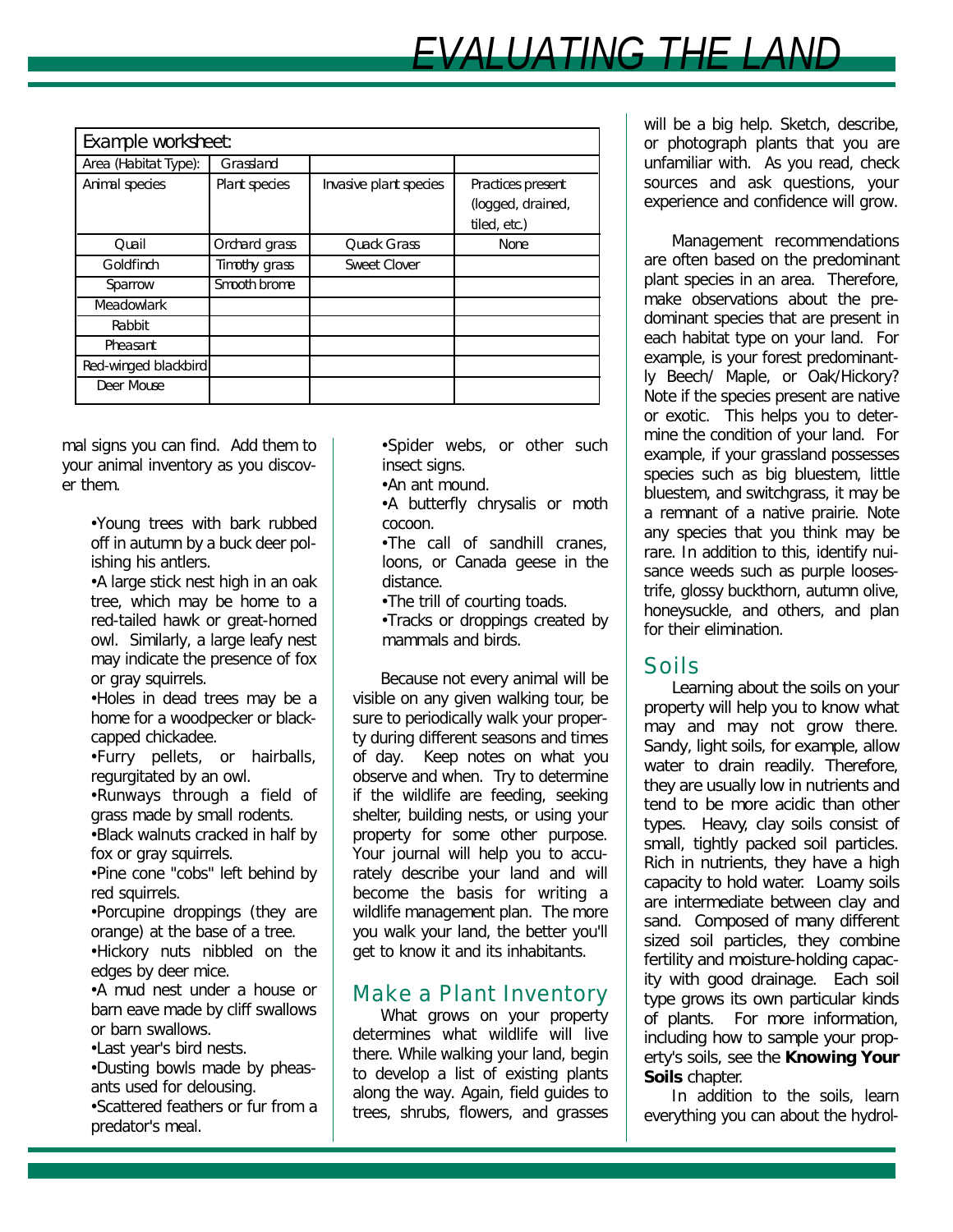| Example worksheet: | | | |
|---|---|---|---|
| Area (Habitat Type): | Grassland | | |
| Animal species | Plant species | Invasive plant species | Practices present (logged, drained, tiled, etc.) |
| Quail | Orchard grass | Quack Grass | None |
| Goldfinch | Timothy grass | Sweet Clover | |
| Sparrow | Smooth brome | | |
| Meadowlark | | | |
| Rabbit | | | |
| Pheasant | | | |
| Red-winged blackbird | | | |
| Deer Mouse | | | |

mal signs you can find. Add them to your animal inventory as you discover them.

- Young trees with bark rubbed off in autumn by a buck deer polishing his antlers.
- A large stick nest high in an oak tree, which may be home to a red-tailed hawk or great-horned owl. Similarly, a large leafy nest may indicate the presence of fox or gray squirrels.
- Holes in dead trees may be a home for a woodpecker or black-capped chickadee.
- Furry pellets, or hairballs, regurgitated by an owl.
- Runways through a field of grass made by small rodents.
- Black walnuts cracked in half by fox or gray squirrels.
- Pine cone "cobs" left behind by red squirrels.
- Porcupine droppings (they are orange) at the base of a tree.
- Hickory nuts nibbled on the edges by deer mice.
- A mud nest under a house or barn eave made by cliff swallows or barn swallows.
- Last year's bird nests.
- Dusting bowls made by pheasants used for delousing.
- Scattered feathers or fur from a predator's meal.
- Spider webs, or other such insect signs.
- An ant mound.
- A butterfly chrysalis or moth cocoon.
- The call of sandhill cranes, loons, or Canada geese in the distance.
- The trill of courting toads.
- Tracks or droppings created by mammals and birds.

Because not every animal will be visible on any given walking tour, be sure to periodically walk your property during different seasons and times of day. Keep notes on what you observe and when. Try to determine if the wildlife are feeding, seeking shelter, building nests, or using your property for some other purpose. Your journal will help you to accurately describe your land and will become the basis for writing a wildlife management plan. The more you walk your land, the better you'll get to know it and its inhabitants.

## Make a Plant Inventory

What grows on your property determines what wildlife will live there. While walking your land, begin to develop a list of existing plants along the way. Again, field guides to trees, shrubs, flowers, and grasses will be a big help. Sketch, describe, or photograph plants that you are unfamiliar with. As you read, check sources and ask questions, your experience and confidence will grow.

Management recommendations are often based on the predominant plant species in an area. Therefore, make observations about the predominant species that are present in each habitat type on your land. For example, is your forest predominantly Beech/ Maple, or Oak/Hickory? Note if the species present are native or exotic. This helps you to determine the condition of your land. For example, if your grassland possesses species such as big bluestem, little bluestem, and switchgrass, it may be a remnant of a native prairie. Note any species that you think may be rare. In addition to this, identify nuisance weeds such as purple loosestrife, glossy buckthorn, autumn olive, honeysuckle, and others, and plan for their elimination.

## Soils

Learning about the soils on your property will help you to know what may and may not grow there. Sandy, light soils, for example, allow water to drain readily. Therefore, they are usually low in nutrients and tend to be more acidic than other types. Heavy, clay soils consist of small, tightly packed soil particles. Rich in nutrients, they have a high capacity to hold water. Loamy soils are intermediate between clay and sand. Composed of many different sized soil particles, they combine fertility and moisture-holding capacity with good drainage. Each soil type grows its own particular kinds of plants. For more information, including how to sample your property's soils, see the **Knowing Your Soils** chapter.

In addition to the soils, learn everything you can about the hydrol-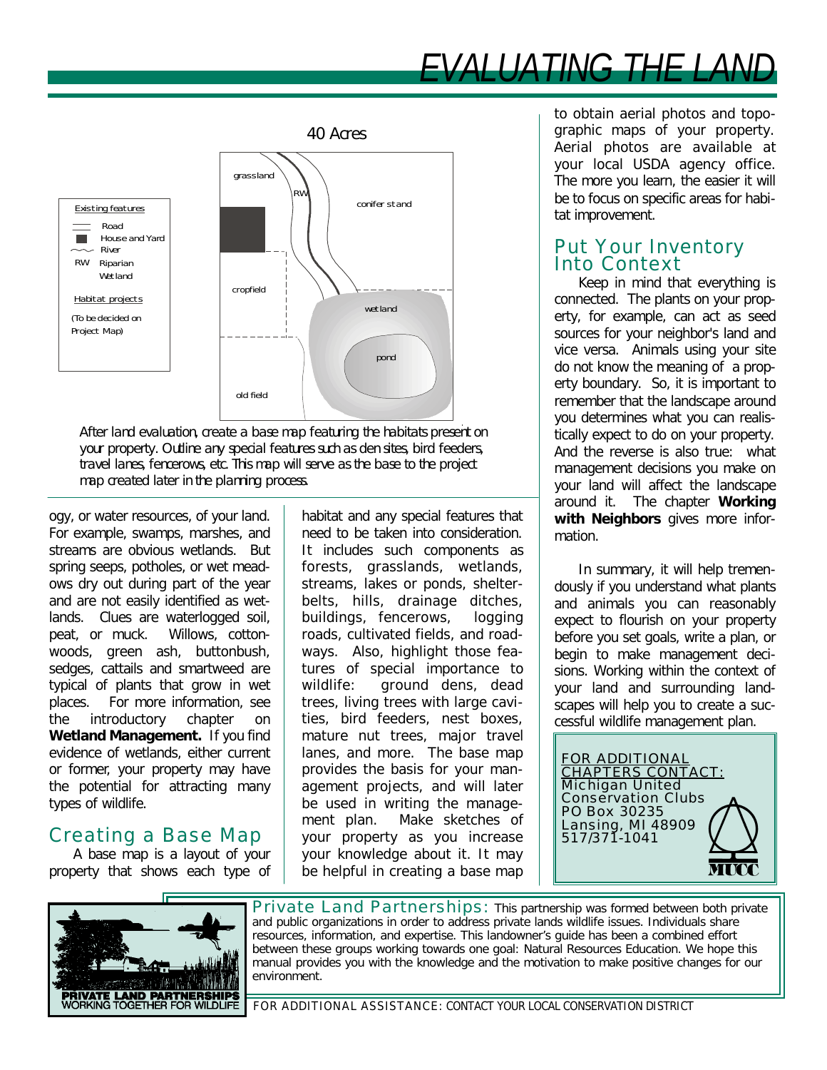# EVALUATING THE LAND

40 Acres

Existing features
- Road
- House and Yard
- River
- RW Riparian Wetland

Habitat projects
(To be decided on Project Map)

grassland, RW, conifer stand, cropfield, wetland, pond, old field

*After land evaluation, create a base map featuring the habitats present on your property. Outline any special features such as den sites, bird feeders, travel lanes, fencerows, etc. This map will serve as the base to the project map created later in the planning process.*

ogy, or water resources, of your land. For example, swamps, marshes, and streams are obvious wetlands. But spring seeps, potholes, or wet meadows dry out during part of the year and are not easily identified as wetlands. Clues are waterlogged soil, peat, or muck. Willows, cottonwoods, green ash, buttonbush, sedges, cattails and smartweed are typical of plants that grow in wet places. For more information, see the introductory chapter on **Wetland Management.** If you find evidence of wetlands, either current or former, your property may have the potential for attracting many types of wildlife.

## Creating a Base Map

A base map is a layout of your property that shows each type of habitat and any special features that need to be taken into consideration. It includes such components as forests, grasslands, wetlands, streams, lakes or ponds, shelterbelts, hills, drainage ditches, buildings, fencerows, logging roads, cultivated fields, and roadways. Also, highlight those features of special importance to wildlife: ground dens, dead trees, living trees with large cavities, bird feeders, nest boxes, mature nut trees, major travel lanes, and more. The base map provides the basis for your management projects, and will later be used in writing the management plan. Make sketches of your property as you increase your knowledge about it. It may be helpful in creating a base map to obtain aerial photos and topographic maps of your property. Aerial photos are available at your local USDA agency office. The more you learn, the easier it will be to focus on specific areas for habitat improvement.

## Put Your Inventory Into Context

Keep in mind that everything is connected. The plants on your property, for example, can act as seed sources for your neighbor's land and vice versa. Animals using your site do not know the meaning of a property boundary. So, it is important to remember that the landscape around you determines what you can realistically expect to do on your property. And the reverse is also true: what management decisions you make on your land will affect the landscape around it. The chapter **Working with Neighbors** gives more information.

In summary, it will help tremendously if you understand what plants and animals you can reasonably expect to flourish on your property before you set goals, write a plan, or begin to make management decisions. Working within the context of your land and surrounding landscapes will help you to create a successful wildlife management plan.

FOR ADDITIONAL CHAPTERS CONTACT:
Michigan United Conservation Clubs
PO Box 30235
Lansing, MI 48909
517/371-1041

MUCC

PRIVATE LAND PARTNERSHIPS
WORKING TOGETHER FOR WILDLIFE

Private Land Partnerships: This partnership was formed between both private and public organizations in order to address private lands wildlife issues. Individuals share resources, information, and expertise. This landowner's guide has been a combined effort between these groups working towards one goal: Natural Resources Education. We hope this manual provides you with the knowledge and the motivation to make positive changes for our environment.

FOR ADDITIONAL ASSISTANCE: CONTACT YOUR LOCAL CONSERVATION DISTRICT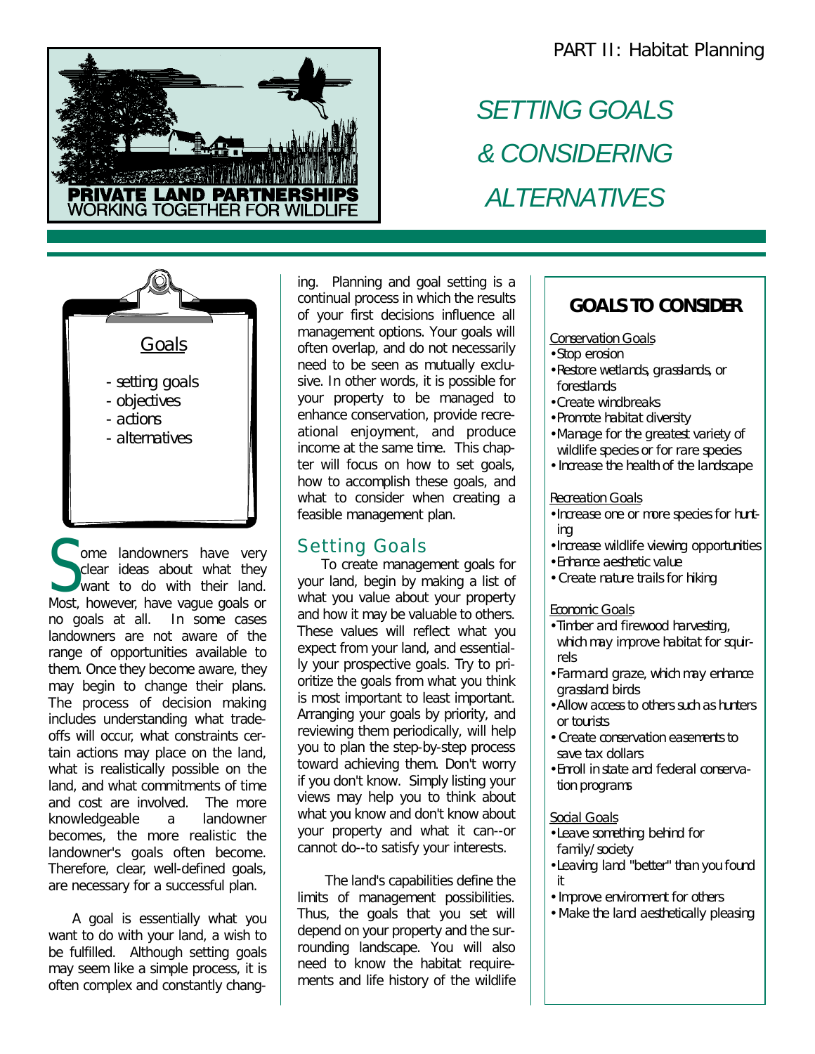PART II: Habitat Planning

# SETTING GOALS & CONSIDERING ALTERNATIVES

Goals

- setting goals
- objectives
- actions
- alternatives

Some landowners have very clear ideas about what they want to do with their land. Most, however, have vague goals or no goals at all. In some cases landowners are not aware of the range of opportunities available to them. Once they become aware, they may begin to change their plans. The process of decision making includes understanding what trade-offs will occur, what constraints certain actions may place on the land, what is realistically possible on the land, and what commitments of time and cost are involved. The more knowledgeable a landowner becomes, the more realistic the landowner's goals often become. Therefore, clear, well-defined goals, are necessary for a successful plan.

A goal is essentially what you want to do with your land, a wish to be fulfilled. Although setting goals may seem like a simple process, it is often complex and constantly changing. Planning and goal setting is a continual process in which the results of your first decisions influence all management options. Your goals will often overlap, and do not necessarily need to be seen as mutually exclusive. In other words, it is possible for your property to be managed to enhance conservation, provide recreational enjoyment, and produce income at the same time. This chapter will focus on how to set goals, how to accomplish these goals, and what to consider when creating a feasible management plan.

## Setting Goals

To create management goals for your land, begin by making a list of what you value about your property and how it may be valuable to others. These values will reflect what you expect from your land, and essentially your prospective goals. Try to prioritize the goals from what you think is most important to least important. Arranging your goals by priority, and reviewing them periodically, will help you to plan the step-by-step process toward achieving them. Don't worry if you don't know. Simply listing your views may help you to think about what you know and don't know about your property and what it can--or cannot do--to satisfy your interests.

The land's capabilities define the limits of management possibilities. Thus, the goals that you set will depend on your property and the surrounding landscape. You will also need to know the habitat requirements and life history of the wildlife

### GOALS TO CONSIDER

*Conservation Goals*

- Stop erosion
- Restore wetlands, grasslands, or forestlands
- Create windbreaks
- Promote habitat diversity
- Manage for the greatest variety of wildlife species or for rare species
- Increase the health of the landscape

*Recreation Goals*

- Increase one or more species for hunting
- Increase wildlife viewing opportunities
- Enhance aesthetic value
- Create nature trails for hiking

*Economic Goals*

- Timber and firewood harvesting, which may improve habitat for squirrels
- Farm and graze, which may enhance grassland birds
- Allow access to others such as hunters or tourists
- Create conservation easements to save tax dollars
- Enroll in state and federal conservation programs

*Social Goals*

- Leave something behind for family/society
- Leaving land "better" than you found it
- Improve environment for others
- Make the land aesthetically pleasing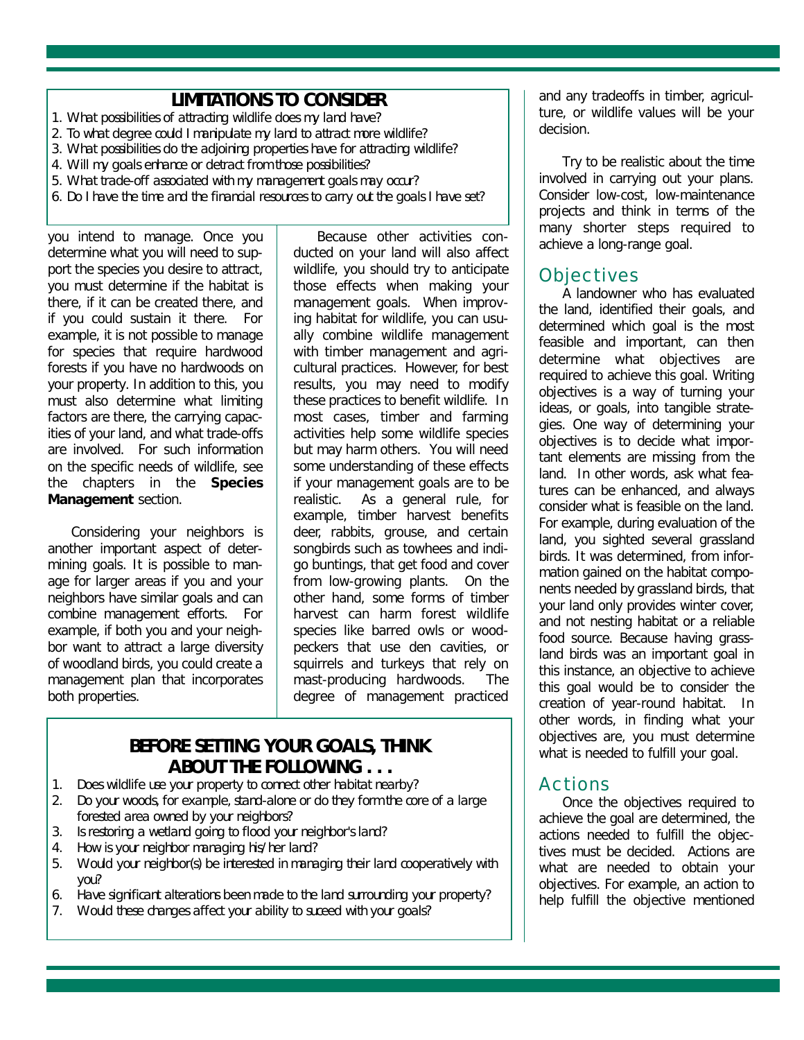## LIMITATIONS TO CONSIDER

1. What possibilities of attracting wildlife does my land have?
2. To what degree could I manipulate my land to attract more wildlife?
3. What possibilities do the adjoining properties have for attracting wildlife?
4. Will my goals enhance or detract from those possibilities?
5. What trade-off associated with my management goals may occur?
6. Do I have the time and the financial resources to carry out the goals I have set?

you intend to manage. Once you determine what you will need to support the species you desire to attract, you must determine if the habitat is there, if it can be created there, and if you could sustain it there. For example, it is not possible to manage for species that require hardwood forests if you have no hardwoods on your property. In addition to this, you must also determine what limiting factors are there, the carrying capacities of your land, and what trade-offs are involved. For such information on the specific needs of wildlife, see the chapters in the **Species Management** section.

Considering your neighbors is another important aspect of determining goals. It is possible to manage for larger areas if you and your neighbors have similar goals and can combine management efforts. For example, if both you and your neighbor want to attract a large diversity of woodland birds, you could create a management plan that incorporates both properties.

Because other activities conducted on your land will also affect wildlife, you should try to anticipate those effects when making your management goals. When improving habitat for wildlife, you can usually combine wildlife management with timber management and agricultural practices. However, for best results, you may need to modify these practices to benefit wildlife. In most cases, timber and farming activities help some wildlife species but may harm others. You will need some understanding of these effects if your management goals are to be realistic. As a general rule, for example, timber harvest benefits deer, rabbits, grouse, and certain songbirds such as towhees and indigo buntings, that get food and cover from low-growing plants. On the other hand, some forms of timber harvest can harm forest wildlife species like barred owls or woodpeckers that use den cavities, or squirrels and turkeys that rely on mast-producing hardwoods. The degree of management practiced and any tradeoffs in timber, agriculture, or wildlife values will be your decision.

Try to be realistic about the time involved in carrying out your plans. Consider low-cost, low-maintenance projects and think in terms of the many shorter steps required to achieve a long-range goal.

## BEFORE SETTING YOUR GOALS, THINK ABOUT THE FOLLOWING . . .

1. Does wildlife use your property to connect other habitat nearby?
2. Do your woods, for example, stand-alone or do they form the core of a large forested area owned by your neighbors?
3. Is restoring a wetland going to flood your neighbor's land?
4. How is your neighbor managing his/her land?
5. Would your neighbor(s) be interested in managing their land cooperatively with you?
6. Have significant alterations been made to the land surrounding your property?
7. Would these changes affect your ability to suceed with your goals?

## Objectives

A landowner who has evaluated the land, identified their goals, and determined which goal is the most feasible and important, can then determine what objectives are required to achieve this goal. Writing objectives is a way of turning your ideas, or goals, into tangible strategies. One way of determining your objectives is to decide what important elements are missing from the land. In other words, ask what features can be enhanced, and always consider what is feasible on the land. For example, during evaluation of the land, you sighted several grassland birds. It was determined, from information gained on the habitat components needed by grassland birds, that your land only provides winter cover, and not nesting habitat or a reliable food source. Because having grassland birds was an important goal in this instance, an objective to achieve this goal would be to consider the creation of year-round habitat. In other words, in finding what your objectives are, you must determine what is needed to fulfill your goal.

## Actions

Once the objectives required to achieve the goal are determined, the actions needed to fulfill the objectives must be decided. Actions are what are needed to obtain your objectives. For example, an action to help fulfill the objective mentioned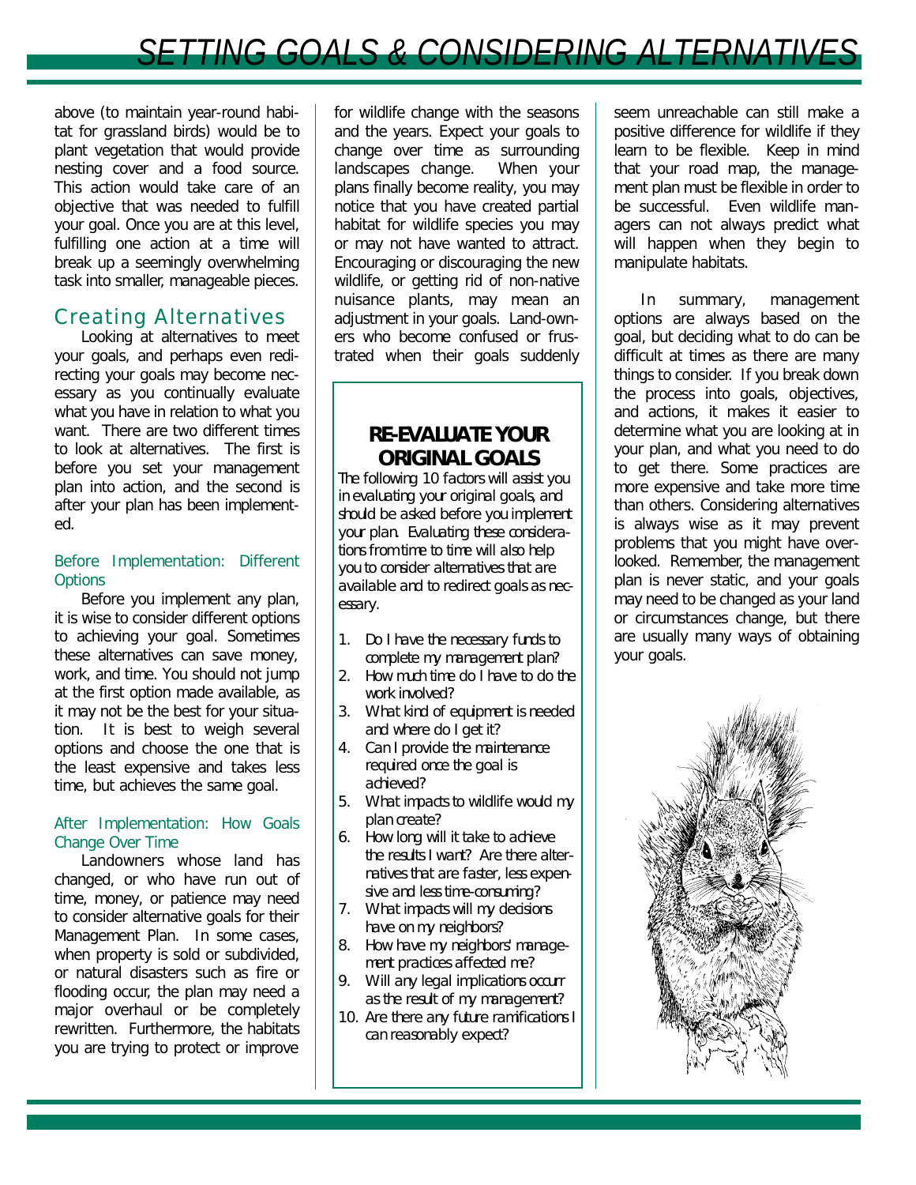above (to maintain year-round habitat for grassland birds) would be to plant vegetation that would provide nesting cover and a food source. This action would take care of an objective that was needed to fulfill your goal. Once you are at this level, fulfilling one action at a time will break up a seemingly overwhelming task into smaller, manageable pieces.

## Creating Alternatives

Looking at alternatives to meet your goals, and perhaps even redirecting your goals may become necessary as you continually evaluate what you have in relation to what you want. There are two different times to look at alternatives. The first is before you set your management plan into action, and the second is after your plan has been implemented.

### Before Implementation: Different Options

Before you implement any plan, it is wise to consider different options to achieving your goal. Sometimes these alternatives can save money, work, and time. You should not jump at the first option made available, as it may not be the best for your situation. It is best to weigh several options and choose the one that is the least expensive and takes less time, but achieves the same goal.

### After Implementation: How Goals Change Over Time

Landowners whose land has changed, or who have run out of time, money, or patience may need to consider alternative goals for their Management Plan. In some cases, when property is sold or subdivided, or natural disasters such as fire or flooding occur, the plan may need a major overhaul or be completely rewritten. Furthermore, the habitats you are trying to protect or improve for wildlife change with the seasons and the years. Expect your goals to change over time as surrounding landscapes change. When your plans finally become reality, you may notice that you have created partial habitat for wildlife species you may or may not have wanted to attract. Encouraging or discouraging the new wildlife, or getting rid of non-native nuisance plants, may mean an adjustment in your goals. Land-owners who become confused or frustrated when their goals suddenly seem unreachable can still make a positive difference for wildlife if they learn to be flexible. Keep in mind that your road map, the management plan must be flexible in order to be successful. Even wildlife managers can not always predict what will happen when they begin to manipulate habitats.

In summary, management options are always based on the goal, but deciding what to do can be difficult at times as there are many things to consider. If you break down the process into goals, objectives, and actions, it makes it easier to determine what you are looking at in your plan, and what you need to do to get there. Some practices are more expensive and take more time than others. Considering alternatives is always wise as it may prevent problems that you might have overlooked. Remember, the management plan is never static, and your goals may need to be changed as your land or circumstances change, but there are usually many ways of obtaining your goals.

### RE-EVALUATE YOUR ORIGINAL GOALS

*The following 10 factors will assist you in evaluating your original goals, and should be asked before you implement your plan. Evaluating these considerations from time to time will also help you to consider alternatives that are available and to redirect goals as necessary.*

1. *Do I have the necessary funds to complete my management plan?*
2. *How much time do I have to do the work involved?*
3. *What kind of equipment is needed and where do I get it?*
4. *Can I provide the maintenance required once the goal is achieved?*
5. *What impacts to wildlife would my plan create?*
6. *How long will it take to achieve the results I want? Are there alternatives that are faster, less expensive and less time-consuming?*
7. *What impacts will my decisions have on my neighbors?*
8. *How have my neighbors' management practices affected me?*
9. *Will any legal implications occur as the result of my management?*
10. *Are there any future ramifications I can reasonably expect?*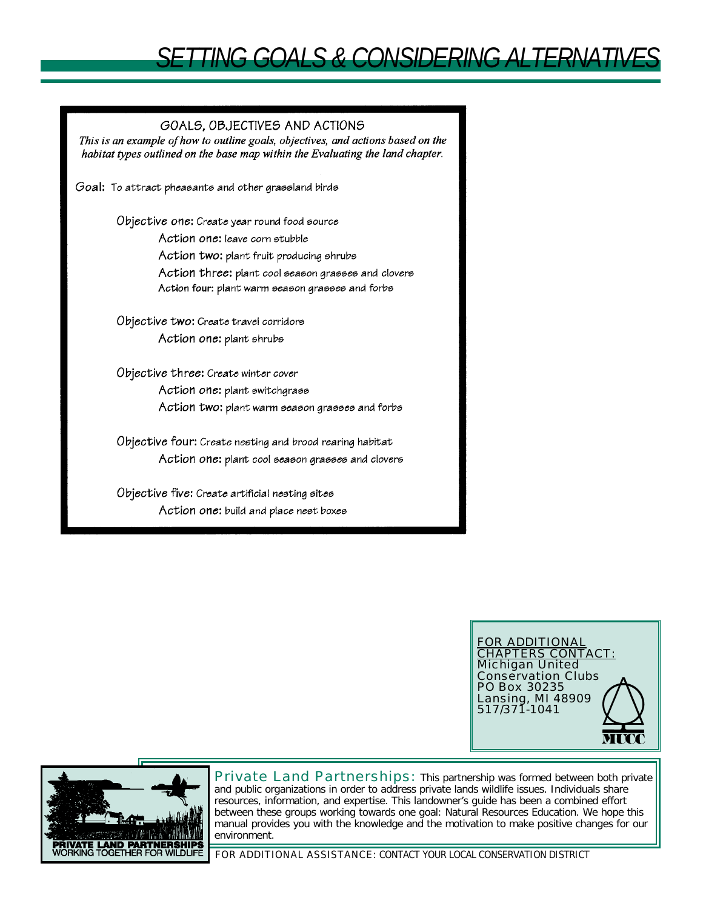# SETTING GOALS & CONSIDERING ALTERNATIVES

## GOALS, OBJECTIVES AND ACTIONS

*This is an example of how to outline goals, objectives, and actions based on the habitat types outlined on the base map within the Evaluating the land chapter.*

**Goal:** To attract pheasants and other grassland birds

- **Objective one:** Create year round food source
  - **Action one:** leave corn stubble
  - **Action two:** plant fruit producing shrubs
  - **Action three:** plant cool season grasses and clovers
  - **Action four:** plant warm season grasses and forbs
- **Objective two:** Create travel corridors
  - **Action one:** plant shrubs
- **Objective three:** Create winter cover
  - **Action one:** plant switchgrass
  - **Action two:** plant warm season grasses and forbs
- **Objective four:** Create nesting and brood rearing habitat
  - **Action one:** plant cool season grasses and clovers
- **Objective five:** Create artificial nesting sites
  - **Action one:** build and place nest boxes

FOR ADDITIONAL CHAPTERS CONTACT:
Michigan United Conservation Clubs
PO Box 30235
Lansing, MI 48909
517/371-1041

MUCC

PRIVATE LAND PARTNERSHIPS
WORKING TOGETHER FOR WILDLIFE

**Private Land Partnerships:** This partnership was formed between both private and public organizations in order to address private lands wildlife issues. Individuals share resources, information, and expertise. This landowner's guide has been a combined effort between these groups working towards one goal: Natural Resources Education. We hope this manual provides you with the knowledge and the motivation to make positive changes for our environment.

FOR ADDITIONAL ASSISTANCE: CONTACT YOUR LOCAL CONSERVATION DISTRICT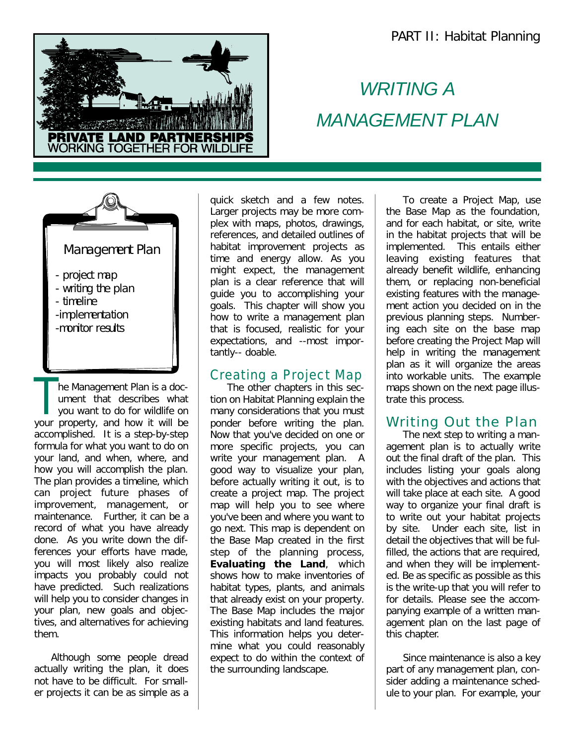PART II: Habitat Planning

# WRITING A MANAGEMENT PLAN

Management Plan

- project map
- writing the plan
- timeline
- implementation
- monitor results

The Management Plan is a document that describes what you want to do for wildlife on your property, and how it will be accomplished. It is a step-by-step formula for what you want to do on your land, and when, where, and how you will accomplish the plan. The plan provides a timeline, which can project future phases of improvement, management, or maintenance. Further, it can be a record of what you have already done. As you write down the differences your efforts have made, you will most likely also realize impacts you probably could not have predicted. Such realizations will help you to consider changes in your plan, new goals and objectives, and alternatives for achieving them.

Although some people dread actually writing the plan, it does not have to be difficult. For smaller projects it can be as simple as a quick sketch and a few notes. Larger projects may be more complex with maps, photos, drawings, references, and detailed outlines of habitat improvement projects as time and energy allow. As you might expect, the management plan is a clear reference that will guide you to accomplishing your goals. This chapter will show you how to write a management plan that is focused, realistic for your expectations, and --most importantly-- doable.

## Creating a Project Map

The other chapters in this section on Habitat Planning explain the many considerations that you must ponder before writing the plan. Now that you've decided on one or more specific projects, you can write your management plan. A good way to visualize your plan, before actually writing it out, is to create a project map. The project map will help you to see where you've been and where you want to go next. This map is dependent on the Base Map created in the first step of the planning process, **Evaluating the Land**, which shows how to make inventories of habitat types, plants, and animals that already exist on your property. The Base Map includes the major existing habitats and land features. This information helps you determine what you could reasonably expect to do within the context of the surrounding landscape.

To create a Project Map, use the Base Map as the foundation, and for each habitat, or site, write in the habitat projects that will be implemented. This entails either leaving existing features that already benefit wildlife, enhancing them, or replacing non-beneficial existing features with the management action you decided on in the previous planning steps. Numbering each site on the base map before creating the Project Map will help in writing the management plan as it will organize the areas into workable units. The example maps shown on the next page illustrate this process.

## Writing Out the Plan

The next step to writing a management plan is to actually write out the final draft of the plan. This includes listing your goals along with the objectives and actions that will take place at each site. A good way to organize your final draft is to write out your habitat projects by site. Under each site, list in detail the objectives that will be fulfilled, the actions that are required, and when they will be implemented. Be as specific as possible as this is the write-up that you will refer to for details. Please see the accompanying example of a written management plan on the last page of this chapter.

Since maintenance is also a key part of any management plan, consider adding a maintenance schedule to your plan. For example, your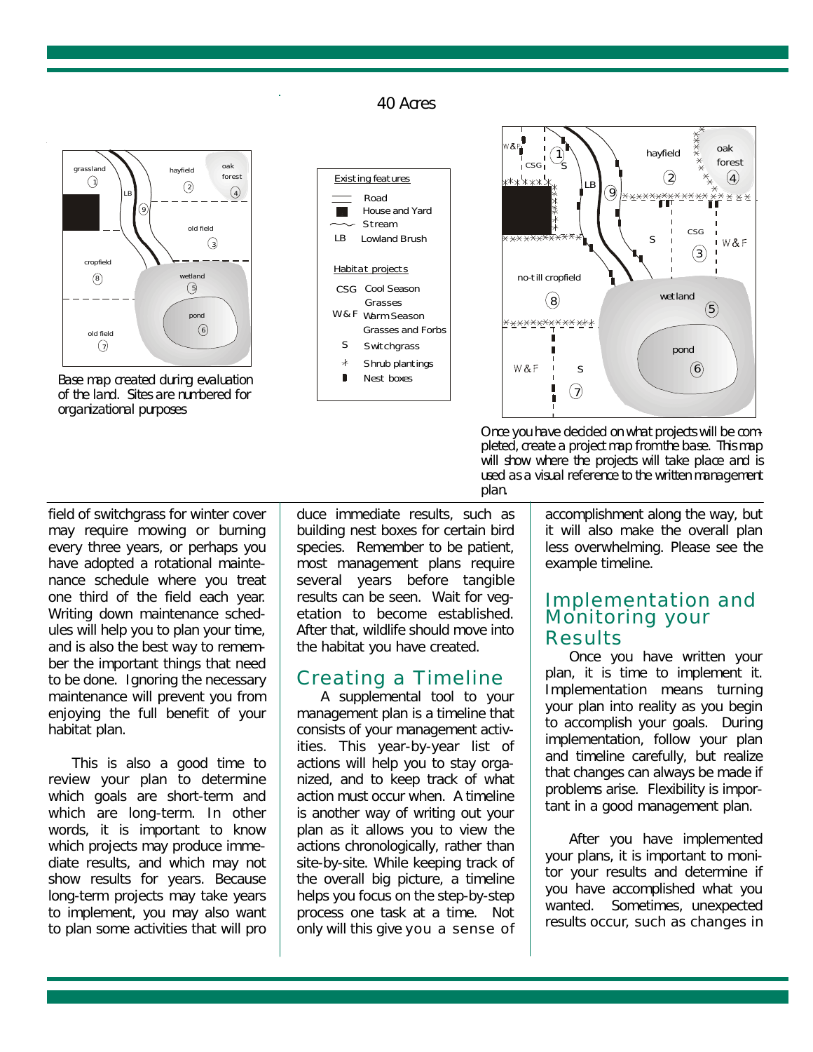40 Acres

grassland ①, hayfield ②, oak forest ④, LB, ⑨, old field ③, cropfield ⑧, wetland ⑤, pond ⑥, old field ⑦

Base map created during evaluation of the land. Sites are numbered for organizational purposes

Existing features

- Road
- House and Yard
- Stream
- LB Lowland Brush

Habitat projects

- CSG Cool Season Grasses
- W&F Warm Season Grasses and Forbs
- S Switchgrass
- Shrub plantings
- Nest boxes

W&F, CSG, ①, S, hayfield ②, oak forest ④, LB, ⑨, S, CSG ③, W&F, no-till cropfield ⑧, wetland ⑤, pond ⑥, W&F, S ⑦

Once you have decided on what projects will be completed, create a project map from the base. This map will show where the projects will take place and is used as a visual reference to the written management plan.

field of switchgrass for winter cover may require mowing or burning every three years, or perhaps you have adopted a rotational maintenance schedule where you treat one third of the field each year. Writing down maintenance schedules will help you to plan your time, and is also the best way to remember the important things that need to be done. Ignoring the necessary maintenance will prevent you from enjoying the full benefit of your habitat plan.

This is also a good time to review your plan to determine which goals are short-term and which are long-term. In other words, it is important to know which projects may produce immediate results, and which may not show results for years. Because long-term projects may take years to implement, you may also want to plan some activities that will produce immediate results, such as building nest boxes for certain bird species. Remember to be patient, most management plans require several years before tangible results can be seen. Wait for vegetation to become established. After that, wildlife should move into the habitat you have created.

## Creating a Timeline

A supplemental tool to your management plan is a timeline that consists of your management activities. This year-by-year list of actions will help you to stay organized, and to keep track of what action must occur when. A timeline is another way of writing out your plan as it allows you to view the actions chronologically, rather than site-by-site. While keeping track of the overall big picture, a timeline helps you focus on the step-by-step process one task at a time. Not only will this give you a sense of accomplishment along the way, but it will also make the overall plan less overwhelming. Please see the example timeline.

## Implementation and Monitoring your Results

Once you have written your plan, it is time to implement it. Implementation means turning your plan into reality as you begin to accomplish your goals. During implementation, follow your plan and timeline carefully, but realize that changes can always be made if problems arise. Flexibility is important in a good management plan.

After you have implemented your plans, it is important to monitor your results and determine if you have accomplished what you wanted. Sometimes, unexpected results occur, such as changes in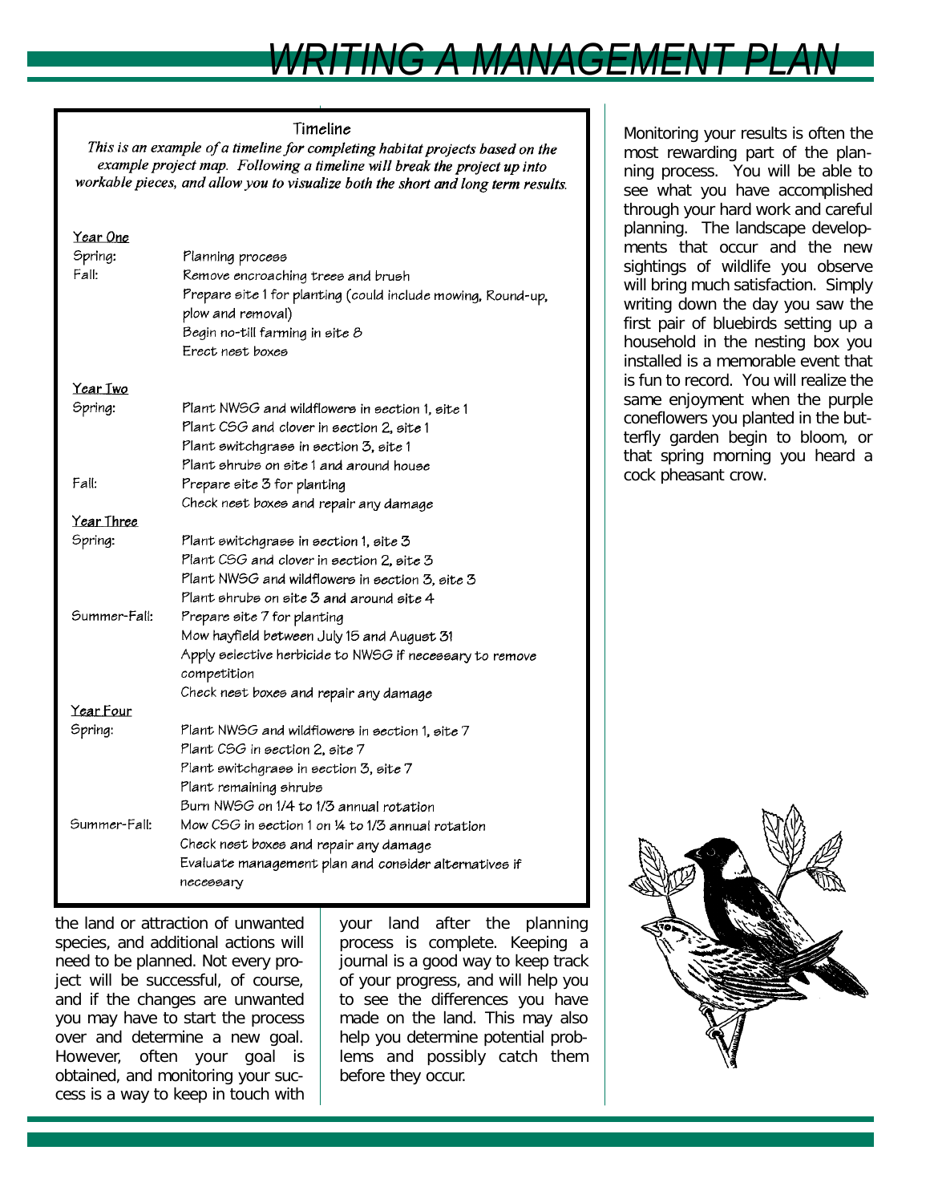## Timeline

*This is an example of a timeline for completing habitat projects based on the example project map. Following a timeline will break the project up into workable pieces, and allow you to visualize both the short and long term results.*

**Year One**

| | |
|---|---|
| Spring: | Planning process |
| Fall: | Remove encroaching trees and brush |
| | Prepare site 1 for planting (could include mowing, Round-up, plow and removal) |
| | Begin no-till farming in site 8 |
| | Erect nest boxes |

**Year Two**

| | |
|---|---|
| Spring: | Plant NWSG and wildflowers in section 1, site 1 |
| | Plant CSG and clover in section 2, site 1 |
| | Plant switchgrass in section 3, site 1 |
| | Plant shrubs on site 1 and around house |
| Fall: | Prepare site 3 for planting |
| | Check nest boxes and repair any damage |

**Year Three**

| | |
|---|---|
| Spring: | Plant switchgrass in section 1, site 3 |
| | Plant CSG and clover in section 2, site 3 |
| | Plant NWSG and wildflowers in section 3, site 3 |
| | Plant shrubs on site 3 and around site 4 |
| Summer-Fall: | Prepare site 7 for planting |
| | Mow hayfield between July 15 and August 31 |
| | Apply selective herbicide to NWSG if necessary to remove competition |
| | Check nest boxes and repair any damage |

**Year Four**

| | |
|---|---|
| Spring: | Plant NWSG and wildflowers in section 1, site 7 |
| | Plant CSG in section 2, site 7 |
| | Plant switchgrass in section 3, site 7 |
| | Plant remaining shrubs |
| | Burn NWSG on 1/4 to 1/3 annual rotation |
| Summer-Fall: | Mow CSG in section 1 on ¼ to 1/3 annual rotation |
| | Check nest boxes and repair any damage |
| | Evaluate management plan and consider alternatives if necessary |

the land or attraction of unwanted species, and additional actions will need to be planned. Not every project will be successful, of course, and if the changes are unwanted you may have to start the process over and determine a new goal. However, often your goal is obtained, and monitoring your success is a way to keep in touch with your land after the planning process is complete. Keeping a journal is a good way to keep track of your progress, and will help you to see the differences you have made on the land. This may also help you determine potential problems and possibly catch them before they occur.

Monitoring your results is often the most rewarding part of the planning process. You will be able to see what you have accomplished through your hard work and careful planning. The landscape developments that occur and the new sightings of wildlife you observe will bring much satisfaction. Simply writing down the day you saw the first pair of bluebirds setting up a household in the nesting box you installed is a memorable event that is fun to record. You will realize the same enjoyment when the purple coneflowers you planted in the butterfly garden begin to bloom, or that spring morning you heard a cock pheasant crow.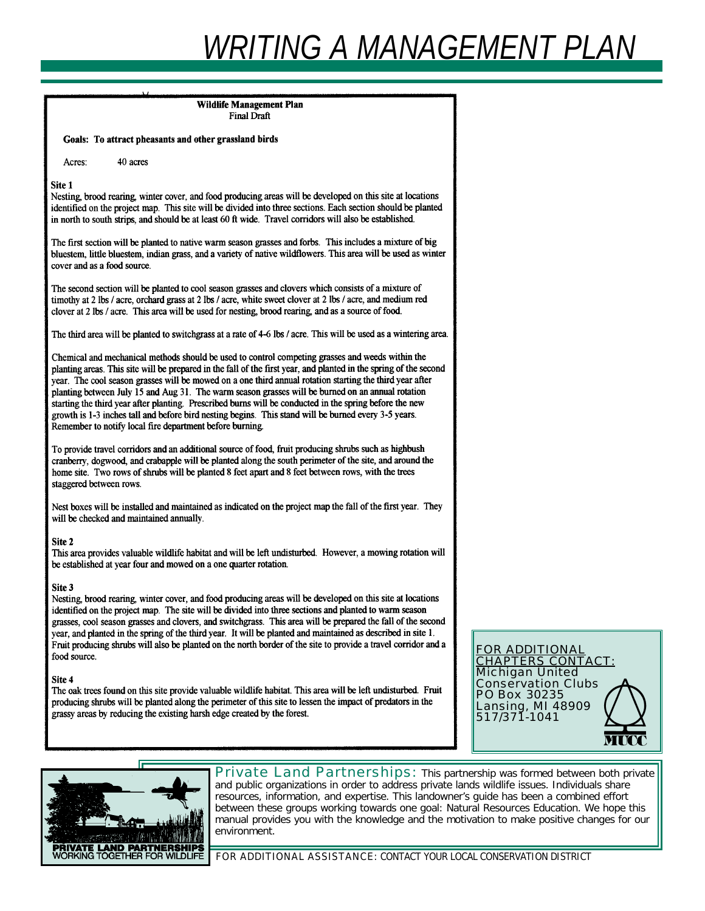# WRITING A MANAGEMENT PLAN

**Wildlife Management Plan**
Final Draft

**Goals: To attract pheasants and other grassland birds**

Acres: 40 acres

**Site 1**

Nesting, brood rearing, winter cover, and food producing areas will be developed on this site at locations identified on the project map. This site will be divided into three sections. Each section should be planted in north to south strips, and should be at least 60 ft wide. Travel corridors will also be established.

The first section will be planted to native warm season grasses and forbs. This includes a mixture of big bluestem, little bluestem, indian grass, and a variety of native wildflowers. This area will be used as winter cover and as a food source.

The second section will be planted to cool season grasses and clovers which consists of a mixture of timothy at 2 lbs / acre, orchard grass at 2 lbs / acre, white sweet clover at 2 lbs / acre, and medium red clover at 2 lbs / acre. This area will be used for nesting, brood rearing, and as a source of food.

The third area will be planted to switchgrass at a rate of 4-6 lbs / acre. This will be used as a wintering area.

Chemical and mechanical methods should be used to control competing grasses and weeds within the planting areas. This site will be prepared in the fall of the first year, and planted in the spring of the second year. The cool season grasses will be mowed on a one third annual rotation starting the third year after planting between July 15 and Aug 31. The warm season grasses will be burned on an annual rotation starting the third year after planting. Prescribed burns will be conducted in the spring before the new growth is 1-3 inches tall and before bird nesting begins. This stand will be burned every 3-5 years. Remember to notify local fire department before burning.

To provide travel corridors and an additional source of food, fruit producing shrubs such as highbush cranberry, dogwood, and crabapple will be planted along the south perimeter of the site, and around the home site. Two rows of shrubs will be planted 8 feet apart and 8 feet between rows, with the trees staggered between rows.

Nest boxes will be installed and maintained as indicated on the project map the fall of the first year. They will be checked and maintained annually.

**Site 2**

This area provides valuable wildlife habitat and will be left undisturbed. However, a mowing rotation will be established at year four and mowed on a one quarter rotation.

**Site 3**

Nesting, brood rearing, winter cover, and food producing areas will be developed on this site at locations identified on the project map. The site will be divided into three sections and planted to warm season grasses, cool season grasses and clovers, and switchgrass. This area will be prepared the fall of the second year, and planted in the spring of the third year. It will be planted and maintained as described in site 1. Fruit producing shrubs will also be planted on the north border of the site to provide a travel corridor and a food source.

**Site 4**

The oak trees found on this site provide valuable wildlife habitat. This area will be left undisturbed. Fruit producing shrubs will be planted along the perimeter of this site to lessen the impact of predators in the grassy areas by reducing the existing harsh edge created by the forest.

FOR ADDITIONAL CHAPTERS CONTACT:
Michigan United Conservation Clubs
PO Box 30235
Lansing, MI 48909
517/371-1041

MUCC

PRIVATE LAND PARTNERSHIPS
WORKING TOGETHER FOR WILDLIFE

Private Land Partnerships: This partnership was formed between both private and public organizations in order to address private lands wildlife issues. Individuals share resources, information, and expertise. This landowner's guide has been a combined effort between these groups working towards one goal: Natural Resources Education. We hope this manual provides you with the knowledge and the motivation to make positive changes for our environment.

FOR ADDITIONAL ASSISTANCE: CONTACT YOUR LOCAL CONSERVATION DISTRICT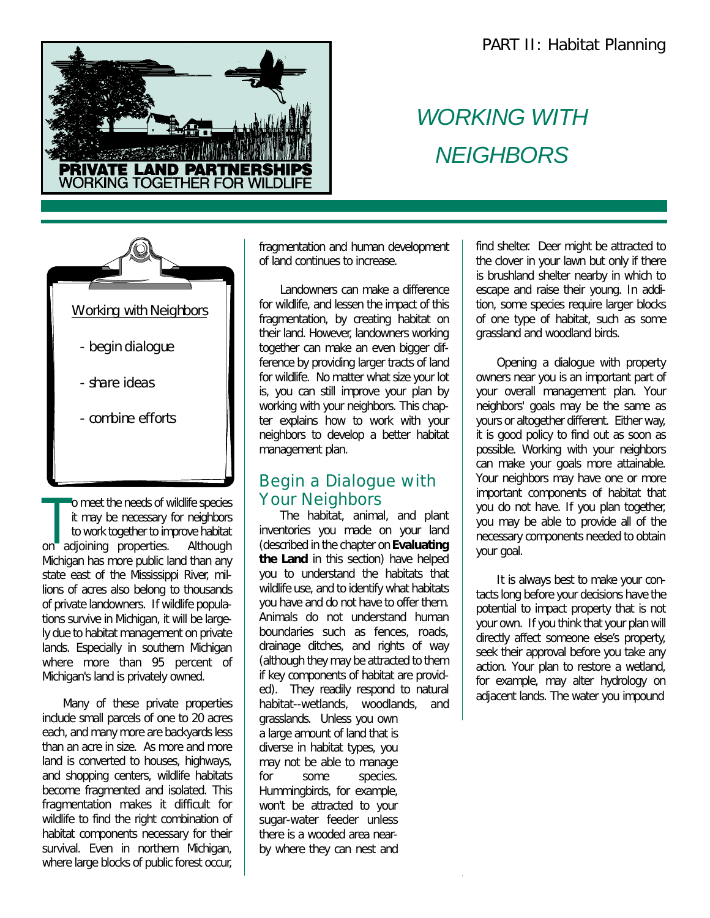PART II: Habitat Planning

PRIVATE LAND PARTNERSHIPS
WORKING TOGETHER FOR WILDLIFE

# WORKING WITH NEIGHBORS

Working with Neighbors

- begin dialogue
- share ideas
- combine efforts

To meet the needs of wildlife species it may be necessary for neighbors to work together to improve habitat on adjoining properties. Although Michigan has more public land than any state east of the Mississippi River, millions of acres also belong to thousands of private landowners. If wildlife populations survive in Michigan, it will be largely due to habitat management on private lands. Especially in southern Michigan where more than 95 percent of Michigan's land is privately owned.

Many of these private properties include small parcels of one to 20 acres each, and many more are backyards less than an acre in size. As more and more land is converted to houses, highways, and shopping centers, wildlife habitats become fragmented and isolated. This fragmentation makes it difficult for wildlife to find the right combination of habitat components necessary for their survival. Even in northern Michigan, where large blocks of public forest occur, fragmentation and human development of land continues to increase.

Landowners can make a difference for wildlife, and lessen the impact of this fragmentation, by creating habitat on their land. However, landowners working together can make an even bigger difference by providing larger tracts of land for wildlife. No matter what size your lot is, you can still improve your plan by working with your neighbors. This chapter explains how to work with your neighbors to develop a better habitat management plan.

## Begin a Dialogue with Your Neighbors

The habitat, animal, and plant inventories you made on your land (described in the chapter on **Evaluating the Land** in this section) have helped you to understand the habitats that wildlife use, and to identify what habitats you have and do not have to offer them. Animals do not understand human boundaries such as fences, roads, drainage ditches, and rights of way (although they may be attracted to them if key components of habitat are provided). They readily respond to natural habitat--wetlands, woodlands, and grasslands. Unless you own a large amount of land that is diverse in habitat types, you may not be able to manage for some species. Hummingbirds, for example, won't be attracted to your sugar-water feeder unless there is a wooded area nearby where they can nest and find shelter. Deer might be attracted to the clover in your lawn but only if there is brushland shelter nearby in which to escape and raise their young. In addition, some species require larger blocks of one type of habitat, such as some grassland and woodland birds.

Opening a dialogue with property owners near you is an important part of your overall management plan. Your neighbors' goals may be the same as yours or altogether different. Either way, it is good policy to find out as soon as possible. Working with your neighbors can make your goals more attainable. Your neighbors may have one or more important components of habitat that you do not have. If you plan together, you may be able to provide all of the necessary components needed to obtain your goal.

It is always best to make your contacts long before your decisions have the potential to impact property that is not your own. If you think that your plan will directly affect someone else's property, seek their approval before you take any action. Your plan to restore a wetland, for example, may alter hydrology on adjacent lands. The water you impound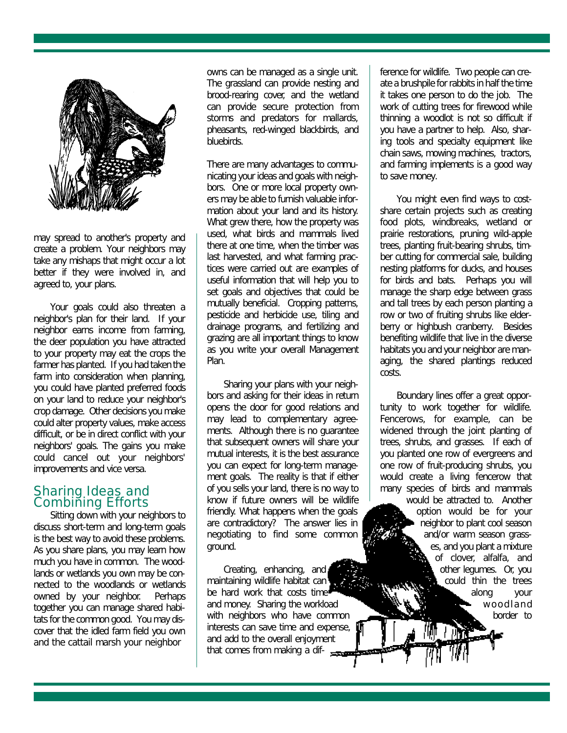may spread to another's property and create a problem. Your neighbors may take any mishaps that might occur a lot better if they were involved in, and agreed to, your plans.

Your goals could also threaten a neighbor's plan for their land. If your neighbor earns income from farming, the deer population you have attracted to your property may eat the crops the farmer has planted. If you had taken the farm into consideration when planning, you could have planted preferred foods on your land to reduce your neighbor's crop damage. Other decisions you make could alter property values, make access difficult, or be in direct conflict with your neighbors' goals. The gains you make could cancel out your neighbors' improvements and vice versa.

## Sharing Ideas and Combining Efforts

Sitting down with your neighbors to discuss short-term and long-term goals is the best way to avoid these problems. As you share plans, you may learn how much you have in common. The woodlands or wetlands you own may be connected to the woodlands or wetlands owned by your neighbor. Perhaps together you can manage shared habitats for the common good. You may discover that the idled farm field you own and the cattail marsh your neighbor owns can be managed as a single unit. The grassland can provide nesting and brood-rearing cover, and the wetland can provide secure protection from storms and predators for mallards, pheasants, red-winged blackbirds, and bluebirds.

There are many advantages to communicating your ideas and goals with neighbors. One or more local property owners may be able to furnish valuable information about your land and its history. What grew there, how the property was used, what birds and mammals lived there at one time, when the timber was last harvested, and what farming practices were carried out are examples of useful information that will help you to set goals and objectives that could be mutually beneficial. Cropping patterns, pesticide and herbicide use, tiling and drainage programs, and fertilizing and grazing are all important things to know as you write your overall Management Plan.

Sharing your plans with your neighbors and asking for their ideas in return opens the door for good relations and may lead to complementary agreements. Although there is no guarantee that subsequent owners will share your mutual interests, it is the best assurance you can expect for long-term management goals. The reality is that if either of you sells your land, there is no way to know if future owners will be wildlife friendly. What happens when the goals are contradictory? The answer lies in negotiating to find some common ground.

Creating, enhancing, and maintaining wildlife habitat can be hard work that costs time and money. Sharing the workload with neighbors who have common interests can save time and expense, and add to the overall enjoyment that comes from making a difference for wildlife. Two people can create a brushpile for rabbits in half the time it takes one person to do the job. The work of cutting trees for firewood while thinning a woodlot is not so difficult if you have a partner to help. Also, sharing tools and specialty equipment like chain saws, mowing machines, tractors, and farming implements is a good way to save money.

You might even find ways to cost-share certain projects such as creating food plots, windbreaks, wetland or prairie restorations, pruning wild-apple trees, planting fruit-bearing shrubs, timber cutting for commercial sale, building nesting platforms for ducks, and houses for birds and bats. Perhaps you will manage the sharp edge between grass and tall trees by each person planting a row or two of fruiting shrubs like elderberry or highbush cranberry. Besides benefiting wildlife that live in the diverse habitats you and your neighbor are managing, the shared plantings reduced costs.

Boundary lines offer a great opportunity to work together for wildlife. Fencerows, for example, can be widened through the joint planting of trees, shrubs, and grasses. If each of you planted one row of evergreens and one row of fruit-producing shrubs, you would create a living fencerow that many species of birds and mammals would be attracted to. Another option would be for your neighbor to plant cool season and/or warm season grasses, and you plant a mixture of clover, alfalfa, and other legumes. Or, you could thin the trees along your woodland border to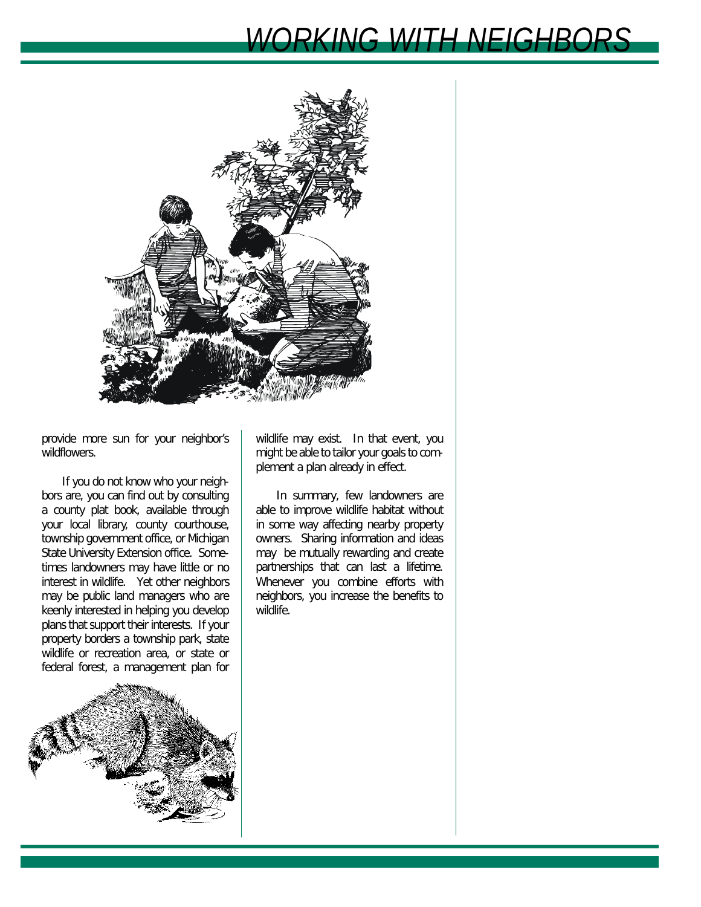provide more sun for your neighbor's wildflowers.

If you do not know who your neighbors are, you can find out by consulting a county plat book, available through your local library, county courthouse, township government office, or Michigan State University Extension office. Sometimes landowners may have little or no interest in wildlife. Yet other neighbors may be public land managers who are keenly interested in helping you develop plans that support their interests. If your property borders a township park, state wildlife or recreation area, or state or federal forest, a management plan for wildlife may exist. In that event, you might be able to tailor your goals to complement a plan already in effect.

In summary, few landowners are able to improve wildlife habitat without in some way affecting nearby property owners. Sharing information and ideas may be mutually rewarding and create partnerships that can last a lifetime. Whenever you combine efforts with neighbors, you increase the benefits to wildlife.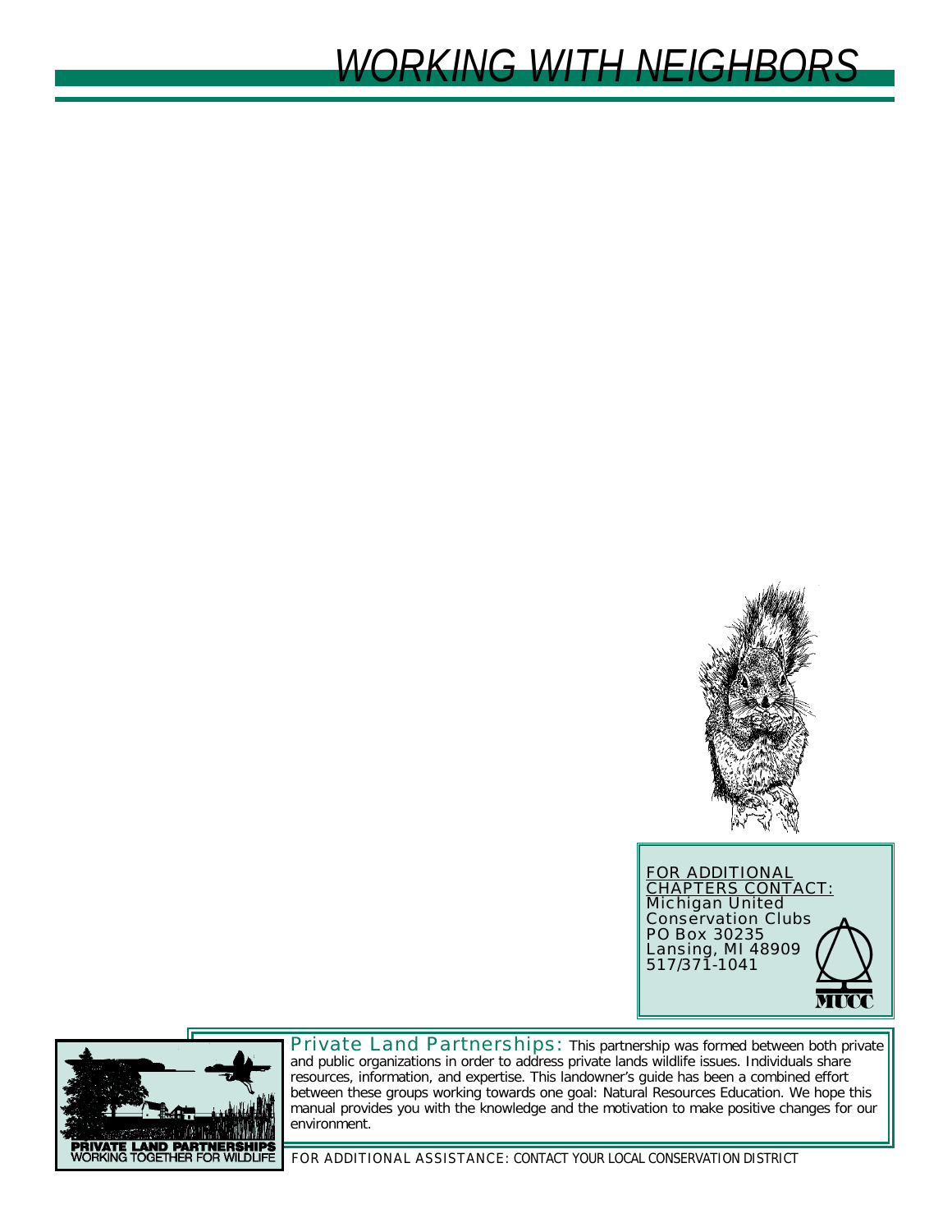# WORKING WITH NEIGHBORS

FOR ADDITIONAL CHAPTERS CONTACT:
Michigan United Conservation Clubs
PO Box 30235
Lansing, MI 48909
517/371-1041

MUCC

PRIVATE LAND PARTNERSHIPS
WORKING TOGETHER FOR WILDLIFE

Private Land Partnerships: This partnership was formed between both private and public organizations in order to address private lands wildlife issues. Individuals share resources, information, and expertise. This landowner's guide has been a combined effort between these groups working towards one goal: Natural Resources Education. We hope this manual provides you with the knowledge and the motivation to make positive changes for our environment.

FOR ADDITIONAL ASSISTANCE: CONTACT YOUR LOCAL CONSERVATION DISTRICT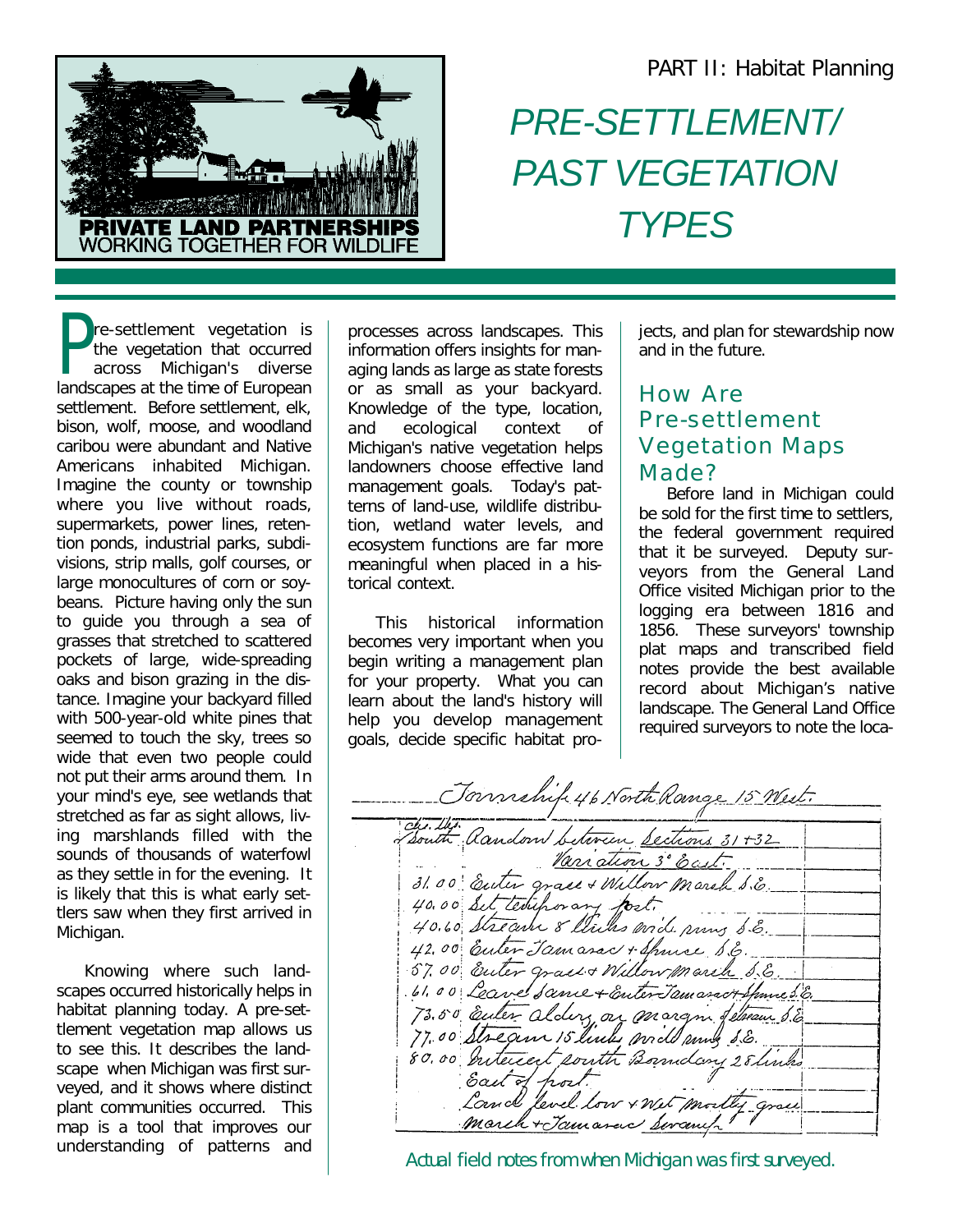PART II: Habitat Planning

# PRE-SETTLEMENT/ PAST VEGETATION TYPES

Pre-settlement vegetation is the vegetation that occurred across Michigan's diverse landscapes at the time of European settlement. Before settlement, elk, bison, wolf, moose, and woodland caribou were abundant and Native Americans inhabited Michigan. Imagine the county or township where you live without roads, supermarkets, power lines, retention ponds, industrial parks, subdivisions, strip malls, golf courses, or large monocultures of corn or soybeans. Picture having only the sun to guide you through a sea of grasses that stretched to scattered pockets of large, wide-spreading oaks and bison grazing in the distance. Imagine your backyard filled with 500-year-old white pines that seemed to touch the sky, trees so wide that even two people could not put their arms around them. In your mind's eye, see wetlands that stretched as far as sight allows, living marshlands filled with the sounds of thousands of waterfowl as they settle in for the evening. It is likely that this is what early settlers saw when they first arrived in Michigan.

Knowing where such landscapes occurred historically helps in habitat planning today. A pre-settlement vegetation map allows us to see this. It describes the landscape when Michigan was first surveyed, and it shows where distinct plant communities occurred. This map is a tool that improves our understanding of patterns and processes across landscapes. This information offers insights for managing lands as large as state forests or as small as your backyard. Knowledge of the type, location, and ecological context of Michigan's native vegetation helps landowners choose effective land management goals. Today's patterns of land-use, wildlife distribution, wetland water levels, and ecosystem functions are far more meaningful when placed in a historical context.

This historical information becomes very important when you begin writing a management plan for your property. What you can learn about the land's history will help you develop management goals, decide specific habitat projects, and plan for stewardship now and in the future.

## How Are Pre-settlement Vegetation Maps Made?

Before land in Michigan could be sold for the first time to settlers, the federal government required that it be surveyed. Deputy surveyors from the General Land Office visited Michigan prior to the logging era between 1816 and 1856. These surveyors' township plat maps and transcribed field notes provide the best available record about Michigan's native landscape. The General Land Office required surveyors to note the loca-

Township 46 North Range 15 West.

chs. lks.
South Random between Sections 31 + 32
Variation 3° East.
31.00 Enter grass + Willow Marsh S.E.
40.00 Set temporary post.
40.60 Stream 8 links wide runs S.E.
42.00 Enter Tamarac + Spruce S.E.
57.00 Enter grass + Willow Marsh S.E.
61.00 Leave same + Enter Tamarac + Spruce S.E.
73.50 Enter alders on margin of stream S.E.
77.00 Stream 15 links wide runs S.E.
80.00 Intersect south Boundary 25 links East of post.
Land level low + Wet mostly grass Marsh + Tamarac Swamp

Actual field notes from when Michigan was first surveyed.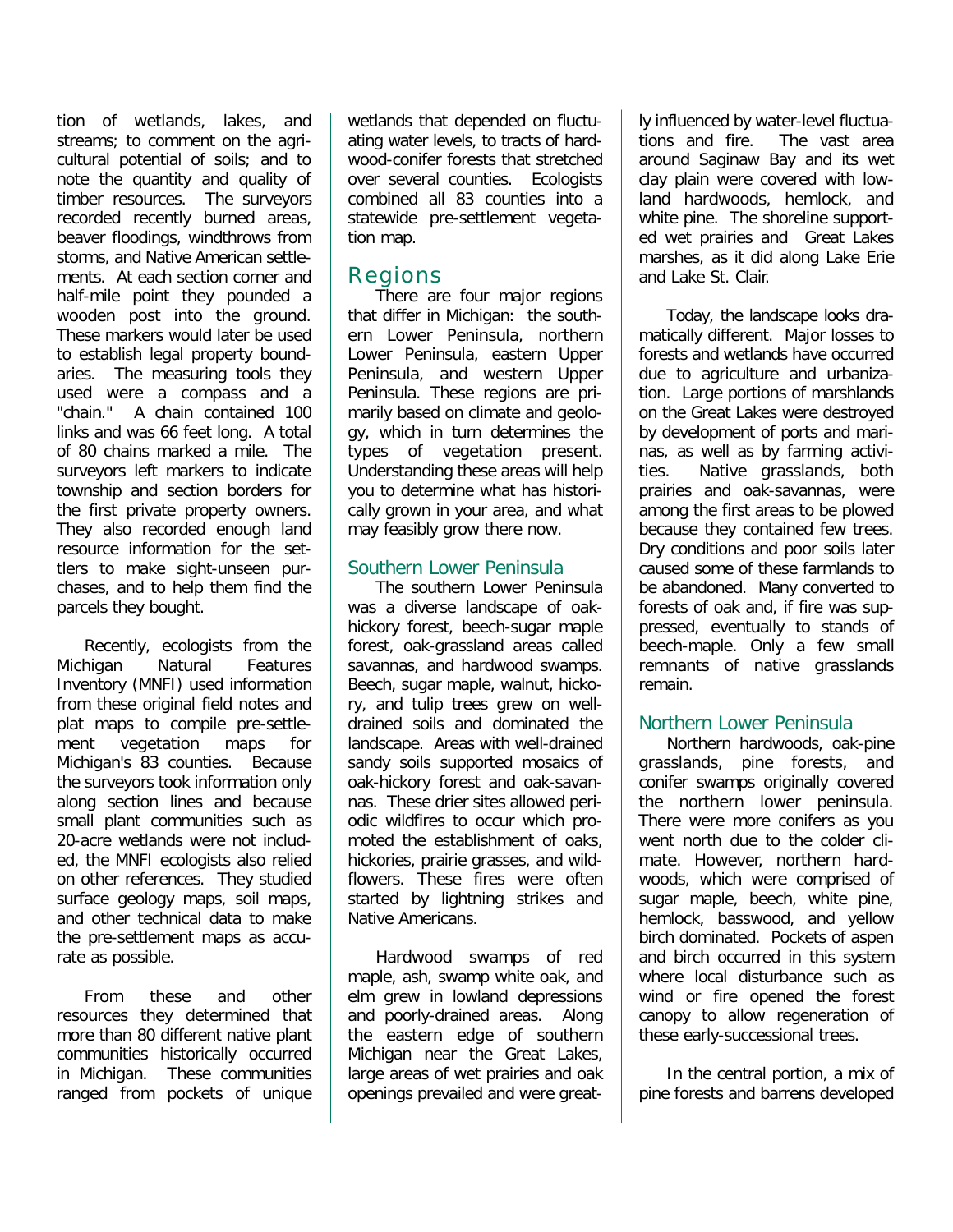tion of wetlands, lakes, and streams; to comment on the agricultural potential of soils; and to note the quantity and quality of timber resources. The surveyors recorded recently burned areas, beaver floodings, windthrows from storms, and Native American settlements. At each section corner and half-mile point they pounded a wooden post into the ground. These markers would later be used to establish legal property boundaries. The measuring tools they used were a compass and a "chain." A chain contained 100 links and was 66 feet long. A total of 80 chains marked a mile. The surveyors left markers to indicate township and section borders for the first private property owners. They also recorded enough land resource information for the settlers to make sight-unseen purchases, and to help them find the parcels they bought.

Recently, ecologists from the Michigan Natural Features Inventory (MNFI) used information from these original field notes and plat maps to compile pre-settlement vegetation maps for Michigan's 83 counties. Because the surveyors took information only along section lines and because small plant communities such as 20-acre wetlands were not included, the MNFI ecologists also relied on other references. They studied surface geology maps, soil maps, and other technical data to make the pre-settlement maps as accurate as possible.

From these and other resources they determined that more than 80 different native plant communities historically occurred in Michigan. These communities ranged from pockets of unique wetlands that depended on fluctuating water levels, to tracts of hardwood-conifer forests that stretched over several counties. Ecologists combined all 83 counties into a statewide pre-settlement vegetation map.

## Regions

There are four major regions that differ in Michigan: the southern Lower Peninsula, northern Lower Peninsula, eastern Upper Peninsula, and western Upper Peninsula. These regions are primarily based on climate and geology, which in turn determines the types of vegetation present. Understanding these areas will help you to determine what has historically grown in your area, and what may feasibly grow there now.

### Southern Lower Peninsula

The southern Lower Peninsula was a diverse landscape of oak-hickory forest, beech-sugar maple forest, oak-grassland areas called savannas, and hardwood swamps. Beech, sugar maple, walnut, hickory, and tulip trees grew on well-drained soils and dominated the landscape. Areas with well-drained sandy soils supported mosaics of oak-hickory forest and oak-savannas. These drier sites allowed periodic wildfires to occur which promoted the establishment of oaks, hickories, prairie grasses, and wildflowers. These fires were often started by lightning strikes and Native Americans.

Hardwood swamps of red maple, ash, swamp white oak, and elm grew in lowland depressions and poorly-drained areas. Along the eastern edge of southern Michigan near the Great Lakes, large areas of wet prairies and oak openings prevailed and were greatly influenced by water-level fluctuations and fire. The vast area around Saginaw Bay and its wet clay plain were covered with lowland hardwoods, hemlock, and white pine. The shoreline supported wet prairies and Great Lakes marshes, as it did along Lake Erie and Lake St. Clair.

Today, the landscape looks dramatically different. Major losses to forests and wetlands have occurred due to agriculture and urbanization. Large portions of marshlands on the Great Lakes were destroyed by development of ports and marinas, as well as by farming activities. Native grasslands, both prairies and oak-savannas, were among the first areas to be plowed because they contained few trees. Dry conditions and poor soils later caused some of these farmlands to be abandoned. Many converted to forests of oak and, if fire was suppressed, eventually to stands of beech-maple. Only a few small remnants of native grasslands remain.

### Northern Lower Peninsula

Northern hardwoods, oak-pine grasslands, pine forests, and conifer swamps originally covered the northern lower peninsula. There were more conifers as you went north due to the colder climate. However, northern hardwoods, which were comprised of sugar maple, beech, white pine, hemlock, basswood, and yellow birch dominated. Pockets of aspen and birch occurred in this system where local disturbance such as wind or fire opened the forest canopy to allow regeneration of these early-successional trees.

In the central portion, a mix of pine forests and barrens developed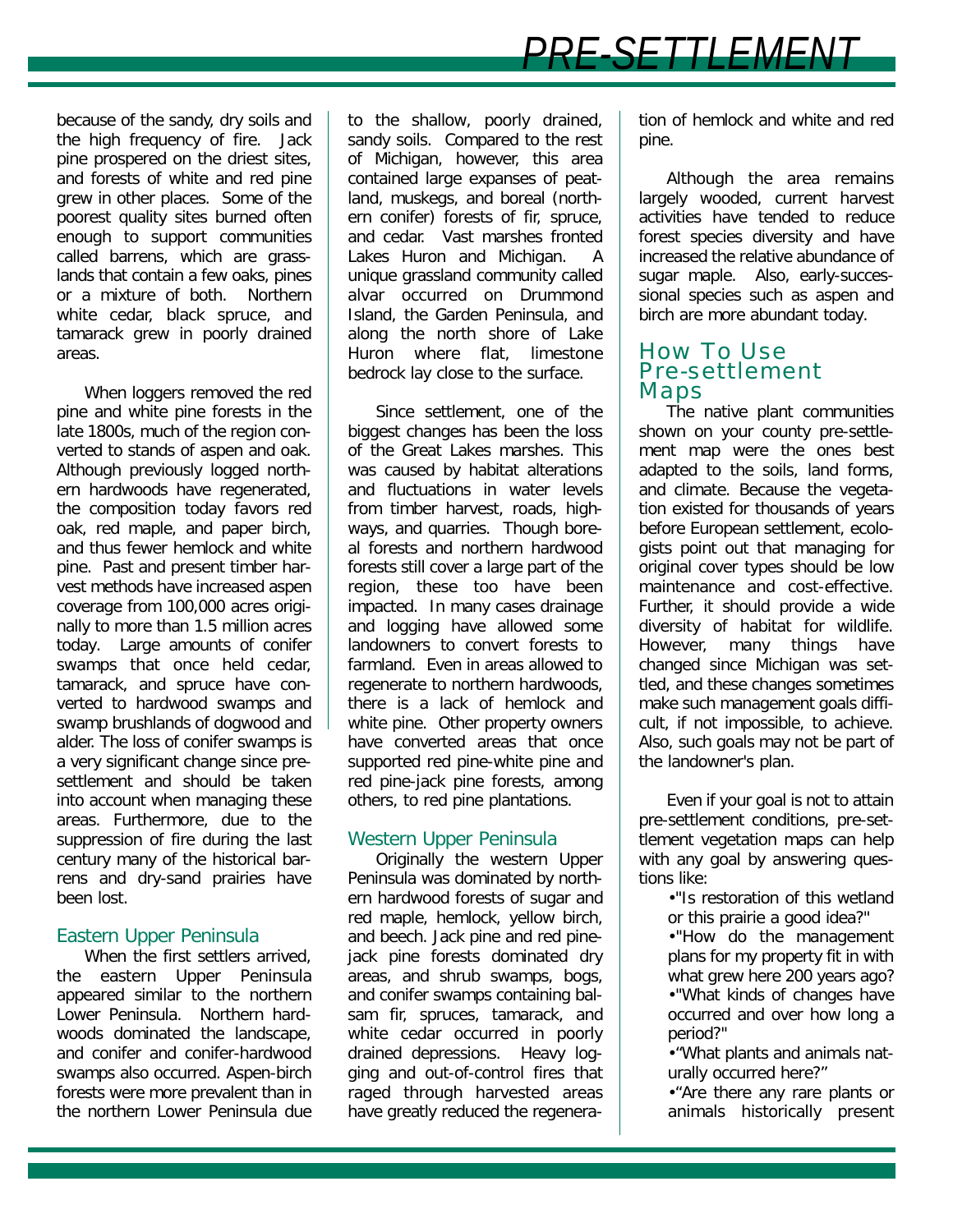because of the sandy, dry soils and the high frequency of fire. Jack pine prospered on the driest sites, and forests of white and red pine grew in other places. Some of the poorest quality sites burned often enough to support communities called barrens, which are grasslands that contain a few oaks, pines or a mixture of both. Northern white cedar, black spruce, and tamarack grew in poorly drained areas.

When loggers removed the red pine and white pine forests in the late 1800s, much of the region converted to stands of aspen and oak. Although previously logged northern hardwoods have regenerated, the composition today favors red oak, red maple, and paper birch, and thus fewer hemlock and white pine. Past and present timber harvest methods have increased aspen coverage from 100,000 acres originally to more than 1.5 million acres today. Large amounts of conifer swamps that once held cedar, tamarack, and spruce have converted to hardwood swamps and swamp brushlands of dogwood and alder. The loss of conifer swamps is a very significant change since presettlement and should be taken into account when managing these areas. Furthermore, due to the suppression of fire during the last century many of the historical barrens and dry-sand prairies have been lost.

## Eastern Upper Peninsula

When the first settlers arrived, the eastern Upper Peninsula appeared similar to the northern Lower Peninsula. Northern hardwoods dominated the landscape, and conifer and conifer-hardwood swamps also occurred. Aspen-birch forests were more prevalent than in the northern Lower Peninsula due to the shallow, poorly drained, sandy soils. Compared to the rest of Michigan, however, this area contained large expanses of peatland, muskegs, and boreal (northern conifer) forests of fir, spruce, and cedar. Vast marshes fronted Lakes Huron and Michigan. A unique grassland community called alvar occurred on Drummond Island, the Garden Peninsula, and along the north shore of Lake Huron where flat, limestone bedrock lay close to the surface.

Since settlement, one of the biggest changes has been the loss of the Great Lakes marshes. This was caused by habitat alterations and fluctuations in water levels from timber harvest, roads, highways, and quarries. Though boreal forests and northern hardwood forests still cover a large part of the region, these too have been impacted. In many cases drainage and logging have allowed some landowners to convert forests to farmland. Even in areas allowed to regenerate to northern hardwoods, there is a lack of hemlock and white pine. Other property owners have converted areas that once supported red pine-white pine and red pine-jack pine forests, among others, to red pine plantations.

## Western Upper Peninsula

Originally the western Upper Peninsula was dominated by northern hardwood forests of sugar and red maple, hemlock, yellow birch, and beech. Jack pine and red pine-jack pine forests dominated dry areas, and shrub swamps, bogs, and conifer swamps containing balsam fir, spruces, tamarack, and white cedar occurred in poorly drained depressions. Heavy logging and out-of-control fires that raged through harvested areas have greatly reduced the regeneration of hemlock and white and red pine.

Although the area remains largely wooded, current harvest activities have tended to reduce forest species diversity and have increased the relative abundance of sugar maple. Also, early-successional species such as aspen and birch are more abundant today.

## How To Use Pre-settlement Maps

The native plant communities shown on your county pre-settlement map were the ones best adapted to the soils, land forms, and climate. Because the vegetation existed for thousands of years before European settlement, ecologists point out that managing for original cover types should be low maintenance and cost-effective. Further, it should provide a wide diversity of habitat for wildlife. However, many things have changed since Michigan was settled, and these changes sometimes make such management goals difficult, if not impossible, to achieve. Also, such goals may not be part of the landowner's plan.

Even if your goal is not to attain pre-settlement conditions, pre-settlement vegetation maps can help with any goal by answering questions like:

- "Is restoration of this wetland or this prairie a good idea?"
- "How do the management plans for my property fit in with what grew here 200 years ago?
- "What kinds of changes have occurred and over how long a period?"
- "What plants and animals naturally occurred here?"
- "Are there any rare plants or animals historically present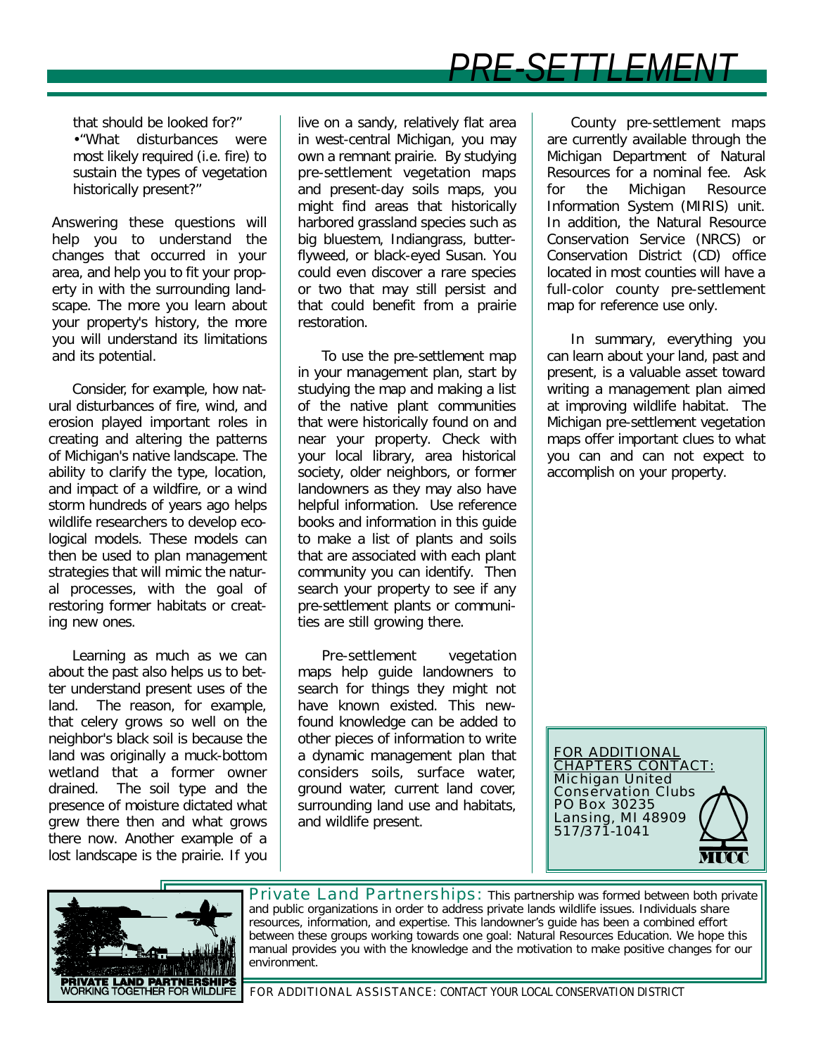that should be looked for?"
•"What disturbances were most likely required (i.e. fire) to sustain the types of vegetation historically present?"

Answering these questions will help you to understand the changes that occurred in your area, and help you to fit your property in with the surrounding landscape. The more you learn about your property's history, the more you will understand its limitations and its potential.

Consider, for example, how natural disturbances of fire, wind, and erosion played important roles in creating and altering the patterns of Michigan's native landscape. The ability to clarify the type, location, and impact of a wildfire, or a wind storm hundreds of years ago helps wildlife researchers to develop ecological models. These models can then be used to plan management strategies that will mimic the natural processes, with the goal of restoring former habitats or creating new ones.

Learning as much as we can about the past also helps us to better understand present uses of the land. The reason, for example, that celery grows so well on the neighbor's black soil is because the land was originally a muck-bottom wetland that a former owner drained. The soil type and the presence of moisture dictated what grew there then and what grows there now. Another example of a lost landscape is the prairie. If you live on a sandy, relatively flat area in west-central Michigan, you may own a remnant prairie. By studying pre-settlement vegetation maps and present-day soils maps, you might find areas that historically harbored grassland species such as big bluestem, Indiangrass, butterflyweed, or black-eyed Susan. You could even discover a rare species or two that may still persist and that could benefit from a prairie restoration.

To use the pre-settlement map in your management plan, start by studying the map and making a list of the native plant communities that were historically found on and near your property. Check with your local library, area historical society, older neighbors, or former landowners as they may also have helpful information. Use reference books and information in this guide to make a list of plants and soils that are associated with each plant community you can identify. Then search your property to see if any pre-settlement plants or communities are still growing there.

Pre-settlement vegetation maps help guide landowners to search for things they might not have known existed. This newfound knowledge can be added to other pieces of information to write a dynamic management plan that considers soils, surface water, ground water, current land cover, surrounding land use and habitats, and wildlife present.

County pre-settlement maps are currently available through the Michigan Department of Natural Resources for a nominal fee. Ask for the Michigan Resource Information System (MIRIS) unit. In addition, the Natural Resource Conservation Service (NRCS) or Conservation District (CD) office located in most counties will have a full-color county pre-settlement map for reference use only.

In summary, everything you can learn about your land, past and present, is a valuable asset toward writing a management plan aimed at improving wildlife habitat. The Michigan pre-settlement vegetation maps offer important clues to what you can and can not expect to accomplish on your property.

FOR ADDITIONAL CHAPTERS CONTACT:
Michigan United Conservation Clubs
PO Box 30235
Lansing, MI 48909
517/371-1041

**Private Land Partnerships:** This partnership was formed between both private and public organizations in order to address private lands wildlife issues. Individuals share resources, information, and expertise. This landowner's guide has been a combined effort between these groups working towards one goal: Natural Resources Education. We hope this manual provides you with the knowledge and the motivation to make positive changes for our environment.

FOR ADDITIONAL ASSISTANCE: CONTACT YOUR LOCAL CONSERVATION DISTRICT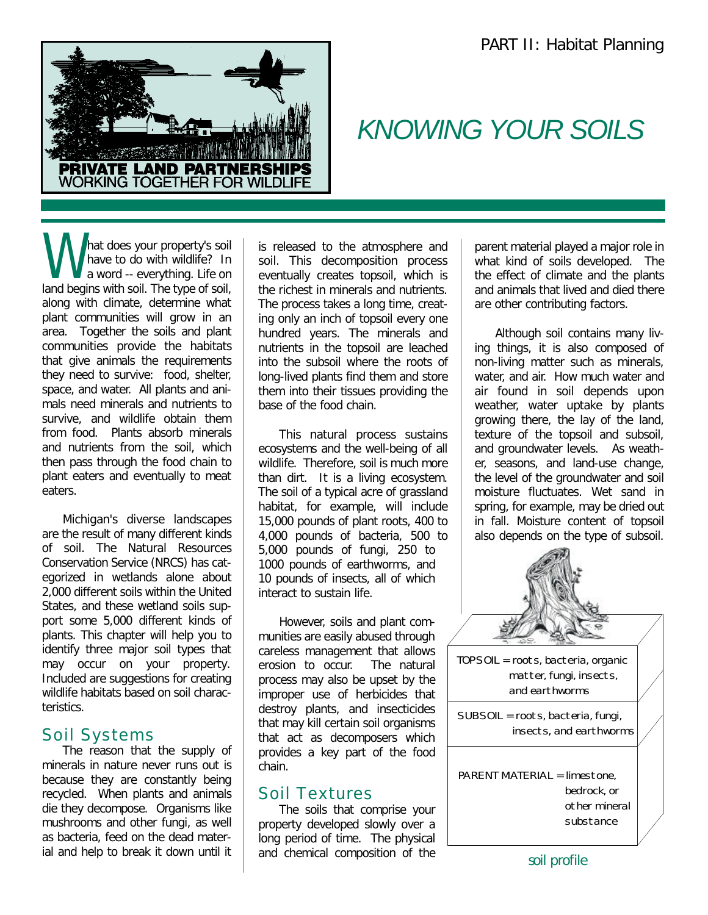PART II: Habitat Planning

# KNOWING YOUR SOILS

What does your property's soil have to do with wildlife? In a word -- everything. Life on land begins with soil. The type of soil, along with climate, determine what plant communities will grow in an area. Together the soils and plant communities provide the habitats that give animals the requirements they need to survive: food, shelter, space, and water. All plants and animals need minerals and nutrients to survive, and wildlife obtain them from food. Plants absorb minerals and nutrients from the soil, which then pass through the food chain to plant eaters and eventually to meat eaters.

Michigan's diverse landscapes are the result of many different kinds of soil. The Natural Resources Conservation Service (NRCS) has categorized in wetlands alone about 2,000 different soils within the United States, and these wetland soils support some 5,000 different kinds of plants. This chapter will help you to identify three major soil types that may occur on your property. Included are suggestions for creating wildlife habitats based on soil characteristics.

## Soil Systems

The reason that the supply of minerals in nature never runs out is because they are constantly being recycled. When plants and animals die they decompose. Organisms like mushrooms and other fungi, as well as bacteria, feed on the dead material and help to break it down until it is released to the atmosphere and soil. This decomposition process eventually creates topsoil, which is the richest in minerals and nutrients. The process takes a long time, creating only an inch of topsoil every one hundred years. The minerals and nutrients in the topsoil are leached into the subsoil where the roots of long-lived plants find them and store them into their tissues providing the base of the food chain.

This natural process sustains ecosystems and the well-being of all wildlife. Therefore, soil is much more than dirt. It is a living ecosystem. The soil of a typical acre of grassland habitat, for example, will include 15,000 pounds of plant roots, 400 to 4,000 pounds of bacteria, 500 to 5,000 pounds of fungi, 250 to 1000 pounds of earthworms, and 10 pounds of insects, all of which interact to sustain life.

However, soils and plant communities are easily abused through careless management that allows erosion to occur. The natural process may also be upset by the improper use of herbicides that destroy plants, and insecticides that may kill certain soil organisms that act as decomposers which provides a key part of the food chain.

## Soil Textures

The soils that comprise your property developed slowly over a long period of time. The physical and chemical composition of the parent material played a major role in what kind of soils developed. The the effect of climate and the plants and animals that lived and died there are other contributing factors.

Although soil contains many living things, it is also composed of non-living matter such as minerals, water, and air. How much water and air found in soil depends upon weather, water uptake by plants growing there, the lay of the land, texture of the topsoil and subsoil, and groundwater levels. As weather, seasons, and land-use change, the level of the groundwater and soil moisture fluctuates. Wet sand in spring, for example, may be dried out in fall. Moisture content of topsoil also depends on the type of subsoil.

TOPSOIL = roots, bacteria, organic matter, fungi, insects, and earthworms

SUBSOIL = roots, bacteria, fungi, insects, and earthworms

PARENT MATERIAL = limestone, bedrock, or other mineral substance

soil profile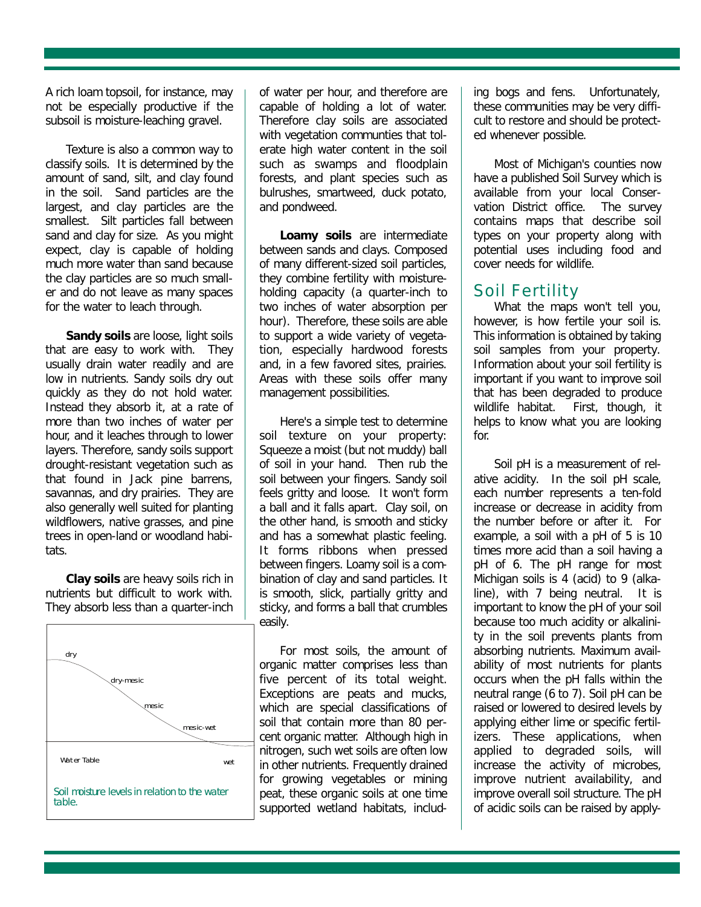A rich loam topsoil, for instance, may not be especially productive if the subsoil is moisture-leaching gravel.

Texture is also a common way to classify soils. It is determined by the amount of sand, silt, and clay found in the soil. Sand particles are the largest, and clay particles are the smallest. Silt particles fall between sand and clay for size. As you might expect, clay is capable of holding much more water than sand because the clay particles are so much smaller and do not leave as many spaces for the water to leach through.

**Sandy soils** are loose, light soils that are easy to work with. They usually drain water readily and are low in nutrients. Sandy soils dry out quickly as they do not hold water. Instead they absorb it, at a rate of more than two inches of water per hour, and it leaches through to lower layers. Therefore, sandy soils support drought-resistant vegetation such as that found in Jack pine barrens, savannas, and dry prairies. They are also generally well suited for planting wildflowers, native grasses, and pine trees in open-land or woodland habitats.

**Clay soils** are heavy soils rich in nutrients but difficult to work with. They absorb less than a quarter-inch of water per hour, and therefore are capable of holding a lot of water. Therefore clay soils are associated with vegetation communties that tolerate high water content in the soil such as swamps and floodplain forests, and plant species such as bulrushes, smartweed, duck potato, and pondweed.

dry

dry-mesic

mesic

mesic-wet

Water Table

wet

Soil moisture levels in relation to the water table.

**Loamy soils** are intermediate between sands and clays. Composed of many different-sized soil particles, they combine fertility with moisture-holding capacity (a quarter-inch to two inches of water absorption per hour). Therefore, these soils are able to support a wide variety of vegetation, especially hardwood forests and, in a few favored sites, prairies. Areas with these soils offer many management possibilities.

Here's a simple test to determine soil texture on your property: Squeeze a moist (but not muddy) ball of soil in your hand. Then rub the soil between your fingers. Sandy soil feels gritty and loose. It won't form a ball and it falls apart. Clay soil, on the other hand, is smooth and sticky and has a somewhat plastic feeling. It forms ribbons when pressed between fingers. Loamy soil is a combination of clay and sand particles. It is smooth, slick, partially gritty and sticky, and forms a ball that crumbles easily.

For most soils, the amount of organic matter comprises less than five percent of its total weight. Exceptions are peats and mucks, which are special classifications of soil that contain more than 80 percent organic matter. Although high in nitrogen, such wet soils are often low in other nutrients. Frequently drained for growing vegetables or mining peat, these organic soils at one time supported wetland habitats, including bogs and fens. Unfortunately, these communities may be very difficult to restore and should be protected whenever possible.

Most of Michigan's counties now have a published Soil Survey which is available from your local Conservation District office. The survey contains maps that describe soil types on your property along with potential uses including food and cover needs for wildlife.

## Soil Fertility

What the maps won't tell you, however, is how fertile your soil is. This information is obtained by taking soil samples from your property. Information about your soil fertility is important if you want to improve soil that has been degraded to produce wildlife habitat. First, though, it helps to know what you are looking for.

Soil pH is a measurement of relative acidity. In the soil pH scale, each number represents a ten-fold increase or decrease in acidity from the number before or after it. For example, a soil with a pH of 5 is 10 times more acid than a soil having a pH of 6. The pH range for most Michigan soils is 4 (acid) to 9 (alkaline), with 7 being neutral. It is important to know the pH of your soil because too much acidity or alkalinity in the soil prevents plants from absorbing nutrients. Maximum availability of most nutrients for plants occurs when the pH falls within the neutral range (6 to 7). Soil pH can be raised or lowered to desired levels by applying either lime or specific fertilizers. These applications, when applied to degraded soils, will increase the activity of microbes, improve nutrient availability, and improve overall soil structure. The pH of acidic soils can be raised by apply-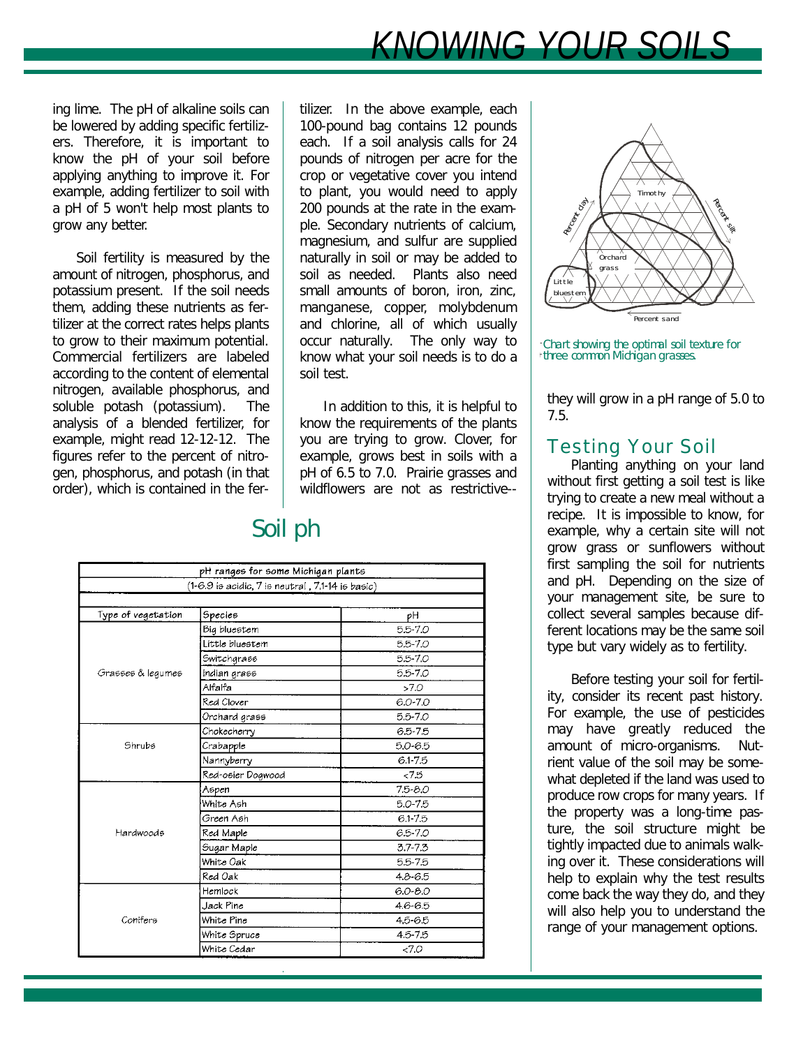ing lime. The pH of alkaline soils can be lowered by adding specific fertilizers. Therefore, it is important to know the pH of your soil before applying anything to improve it. For example, adding fertilizer to soil with a pH of 5 won't help most plants to grow any better.

Soil fertility is measured by the amount of nitrogen, phosphorus, and potassium present. If the soil needs them, adding these nutrients as fertilizer at the correct rates helps plants to grow to their maximum potential. Commercial fertilizers are labeled according to the content of elemental nitrogen, available phosphorus, and soluble potash (potassium). The analysis of a blended fertilizer, for example, might read 12-12-12. The figures refer to the percent of nitrogen, phosphorus, and potash (in that order), which is contained in the fertilizer. In the above example, each 100-pound bag contains 12 pounds each. If a soil analysis calls for 24 pounds of nitrogen per acre for the crop or vegetative cover you intend to plant, you would need to apply 200 pounds at the rate in the example. Secondary nutrients of calcium, magnesium, and sulfur are supplied naturally in soil or may be added to soil as needed. Plants also need small amounts of boron, iron, zinc, manganese, copper, molybdenum and chlorine, all of which usually occur naturally. The only way to know what your soil needs is to do a soil test.

In addition to this, it is helpful to know the requirements of the plants you are trying to grow. Clover, for example, grows best in soils with a pH of 6.5 to 7.0. Prairie grasses and wildflowers are not as restrictive--they will grow in a pH range of 5.0 to 7.5.

## Soil ph

| pH ranges for some Michigan plants (1-6.9 is acidic, 7 is neutral, 7.1-14 is basic) | | |
|---|---|---|
| Type of vegetation | Species | pH |
| Grasses & legumes | Big bluestem | 5.5-7.0 |
| | Little bluestem | 5.5-7.0 |
| | Switchgrass | 5.5-7.0 |
| | Indian grass | 5.5-7.0 |
| | Alfalfa | >7.0 |
| | Red Clover | 6.0-7.0 |
| | Orchard grass | 5.5-7.0 |
| Shrubs | Chokecherry | 6.5-7.5 |
| | Crabapple | 5.0-6.5 |
| | Nannyberry | 6.1-7.5 |
| | Red-osier Dogwood | <7.5 |
| Hardwoods | Aspen | 7.5-8.0 |
| | White Ash | 5.0-7.5 |
| | Green Ash | 6.1-7.5 |
| | Red Maple | 6.5-7.0 |
| | Sugar Maple | 3.7-7.3 |
| | White Oak | 5.5-7.5 |
| | Red Oak | 4.8-6.5 |
| Conifers | Hemlock | 6.0-8.0 |
| | Jack Pine | 4.6-6.5 |
| | White Pine | 4.5-6.5 |
| | White Spruce | 4.5-7.5 |
| | White Cedar | <7.0 |

Percent clay / Percent silt / Percent sand — Timothy, Orchard grass, Little bluestem

Chart showing the optimal soil texture for three common Michigan grasses.

## Testing Your Soil

Planting anything on your land without first getting a soil test is like trying to create a new meal without a recipe. It is impossible to know, for example, why a certain site will not grow grass or sunflowers without first sampling the soil for nutrients and pH. Depending on the size of your management site, be sure to collect several samples because different locations may be the same soil type but vary widely as to fertility.

Before testing your soil for fertility, consider its recent past history. For example, the use of pesticides may have greatly reduced the amount of micro-organisms. Nutrient value of the soil may be somewhat depleted if the land was used to produce row crops for many years. If the property was a long-time pasture, the soil structure might be tightly impacted due to animals walking over it. These considerations will help to explain why the test results come back the way they do, and they will also help you to understand the range of your management options.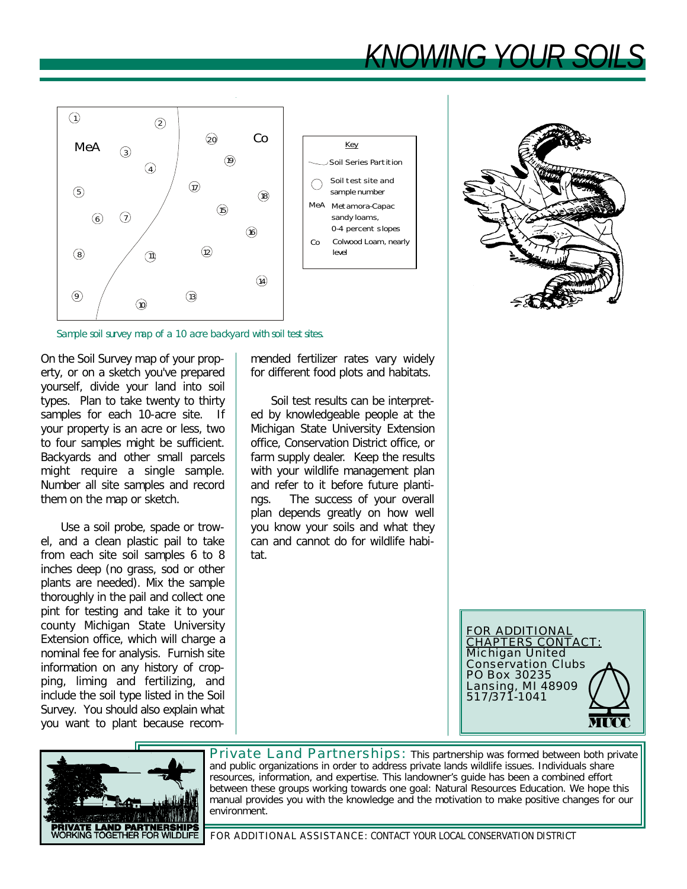# KNOWING YOUR SOILS

Key

- Soil Series Partition
- Soil test site and sample number
- MeA Metamora-Capac sandy loams, 0-4 percent slopes
- Co Colwood Loam, nearly level

*Sample soil survey map of a 10 acre backyard with soil test sites.*

On the Soil Survey map of your property, or on a sketch you've prepared yourself, divide your land into soil types. Plan to take twenty to thirty samples for each 10-acre site. If your property is an acre or less, two to four samples might be sufficient. Backyards and other small parcels might require a single sample. Number all site samples and record them on the map or sketch.

Use a soil probe, spade or trowel, and a clean plastic pail to take from each site soil samples 6 to 8 inches deep (no grass, sod or other plants are needed). Mix the sample thoroughly in the pail and collect one pint for testing and take it to your county Michigan State University Extension office, which will charge a nominal fee for analysis. Furnish site information on any history of cropping, liming and fertilizing, and include the soil type listed in the Soil Survey. You should also explain what you want to plant because recommended fertilizer rates vary widely for different food plots and habitats.

Soil test results can be interpreted by knowledgeable people at the Michigan State University Extension office, Conservation District office, or farm supply dealer. Keep the results with your wildlife management plan and refer to it before future plantings. The success of your overall plan depends greatly on how well you know your soils and what they can and cannot do for wildlife habitat.

FOR ADDITIONAL CHAPTERS CONTACT:
Michigan United Conservation Clubs
PO Box 30235
Lansing, MI 48909
517/371-1041

MUCC

PRIVATE LAND PARTNERSHIPS
WORKING TOGETHER FOR WILDLIFE

**Private Land Partnerships:** This partnership was formed between both private and public organizations in order to address private lands wildlife issues. Individuals share resources, information, and expertise. This landowner's guide has been a combined effort between these groups working towards one goal: Natural Resources Education. We hope this manual provides you with the knowledge and the motivation to make positive changes for our environment.

FOR ADDITIONAL ASSISTANCE: CONTACT YOUR LOCAL CONSERVATION DISTRICT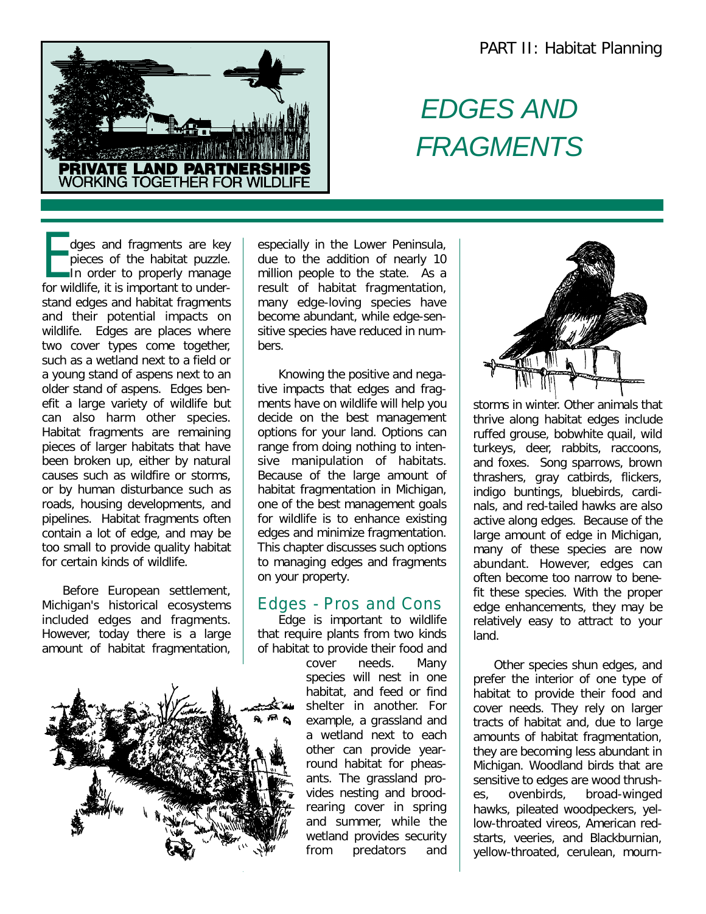PART II: Habitat Planning

# EDGES AND FRAGMENTS

Edges and fragments are key pieces of the habitat puzzle. In order to properly manage for wildlife, it is important to understand edges and habitat fragments and their potential impacts on wildlife. Edges are places where two cover types come together, such as a wetland next to a field or a young stand of aspens next to an older stand of aspens. Edges benefit a large variety of wildlife but can also harm other species. Habitat fragments are remaining pieces of larger habitats that have been broken up, either by natural causes such as wildfire or storms, or by human disturbance such as roads, housing developments, and pipelines. Habitat fragments often contain a lot of edge, and may be too small to provide quality habitat for certain kinds of wildlife.

Before European settlement, Michigan's historical ecosystems included edges and fragments. However, today there is a large amount of habitat fragmentation, especially in the Lower Peninsula, due to the addition of nearly 10 million people to the state. As a result of habitat fragmentation, many edge-loving species have become abundant, while edge-sensitive species have reduced in numbers.

Knowing the positive and negative impacts that edges and fragments have on wildlife will help you decide on the best management options for your land. Options can range from doing nothing to intensive manipulation of habitats. Because of the large amount of habitat fragmentation in Michigan, one of the best management goals for wildlife is to enhance existing edges and minimize fragmentation. This chapter discusses such options to managing edges and fragments on your property.

## Edges - Pros and Cons

Edge is important to wildlife that require plants from two kinds of habitat to provide their food and cover needs. Many species will nest in one habitat, and feed or find shelter in another. For example, a grassland and a wetland next to each other can provide year-round habitat for pheasants. The grassland provides nesting and brood-rearing cover in spring and summer, while the wetland provides security from predators and storms in winter. Other animals that thrive along habitat edges include ruffed grouse, bobwhite quail, wild turkeys, deer, rabbits, raccoons, and foxes. Song sparrows, brown thrashers, gray catbirds, flickers, indigo buntings, bluebirds, cardinals, and red-tailed hawks are also active along edges. Because of the large amount of edge in Michigan, many of these species are now abundant. However, edges can often become too narrow to benefit these species. With the proper edge enhancements, they may be relatively easy to attract to your land.

Other species shun edges, and prefer the interior of one type of habitat to provide their food and cover needs. They rely on larger tracts of habitat and, due to large amounts of habitat fragmentation, they are becoming less abundant in Michigan. Woodland birds that are sensitive to edges are wood thrushes, ovenbirds, broad-winged hawks, pileated woodpeckers, yellow-throated vireos, American redstarts, veeries, and Blackburnian, yellow-throated, cerulean, mourn-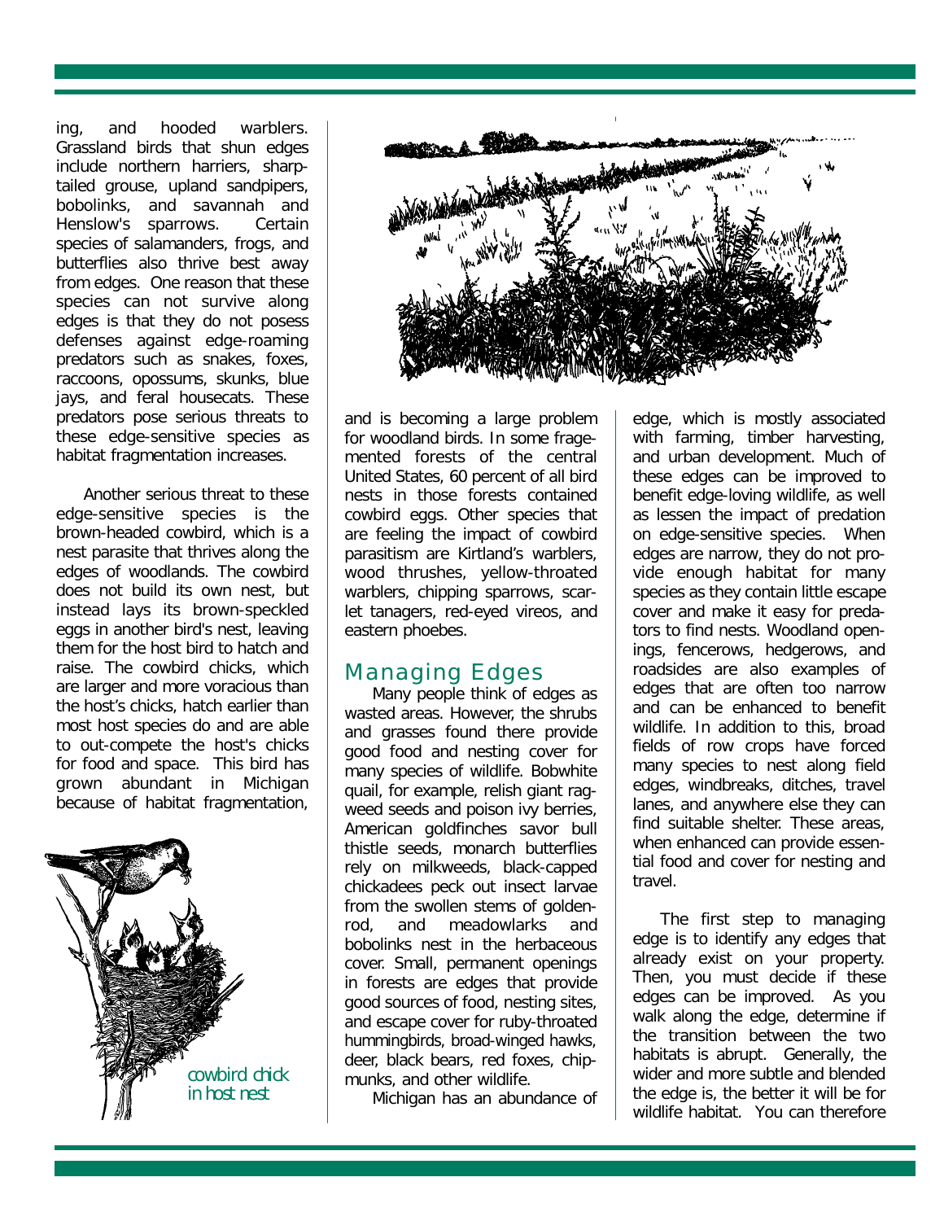ing, and hooded warblers. Grassland birds that shun edges include northern harriers, sharp-tailed grouse, upland sandpipers, bobolinks, and savannah and Henslow's sparrows. Certain species of salamanders, frogs, and butterflies also thrive best away from edges. One reason that these species can not survive along edges is that they do not posess defenses against edge-roaming predators such as snakes, foxes, raccoons, opossums, skunks, blue jays, and feral housecats. These predators pose serious threats to these edge-sensitive species as habitat fragmentation increases.

Another serious threat to these edge-sensitive species is the brown-headed cowbird, which is a nest parasite that thrives along the edges of woodlands. The cowbird does not build its own nest, but instead lays its brown-speckled eggs in another bird's nest, leaving them for the host bird to hatch and raise. The cowbird chicks, which are larger and more voracious than the host's chicks, hatch earlier than most host species do and are able to out-compete the host's chicks for food and space. This bird has grown abundant in Michigan because of habitat fragmentation, and is becoming a large problem for woodland birds. In some fragemented forests of the central United States, 60 percent of all bird nests in those forests contained cowbird eggs. Other species that are feeling the impact of cowbird parasitism are Kirtland's warblers, wood thrushes, yellow-throated warblers, chipping sparrows, scarlet tanagers, red-eyed vireos, and eastern phoebes.

cowbird chick in host nest

## Managing Edges

Many people think of edges as wasted areas. However, the shrubs and grasses found there provide good food and nesting cover for many species of wildlife. Bobwhite quail, for example, relish giant ragweed seeds and poison ivy berries, American goldfinches savor bull thistle seeds, monarch butterflies rely on milkweeds, black-capped chickadees peck out insect larvae from the swollen stems of goldenrod, and meadowlarks and bobolinks nest in the herbaceous cover. Small, permanent openings in forests are edges that provide good sources of food, nesting sites, and escape cover for ruby-throated hummingbirds, broad-winged hawks, deer, black bears, red foxes, chipmunks, and other wildlife.

Michigan has an abundance of edge, which is mostly associated with farming, timber harvesting, and urban development. Much of these edges can be improved to benefit edge-loving wildlife, as well as lessen the impact of predation on edge-sensitive species. When edges are narrow, they do not provide enough habitat for many species as they contain little escape cover and make it easy for predators to find nests. Woodland openings, fencerows, hedgerows, and roadsides are also examples of edges that are often too narrow and can be enhanced to benefit wildlife. In addition to this, broad fields of row crops have forced many species to nest along field edges, windbreaks, ditches, travel lanes, and anywhere else they can find suitable shelter. These areas, when enhanced can provide essential food and cover for nesting and travel.

The first step to managing edge is to identify any edges that already exist on your property. Then, you must decide if these edges can be improved. As you walk along the edge, determine if the transition between the two habitats is abrupt. Generally, the wider and more subtle and blended the edge is, the better it will be for wildlife habitat. You can therefore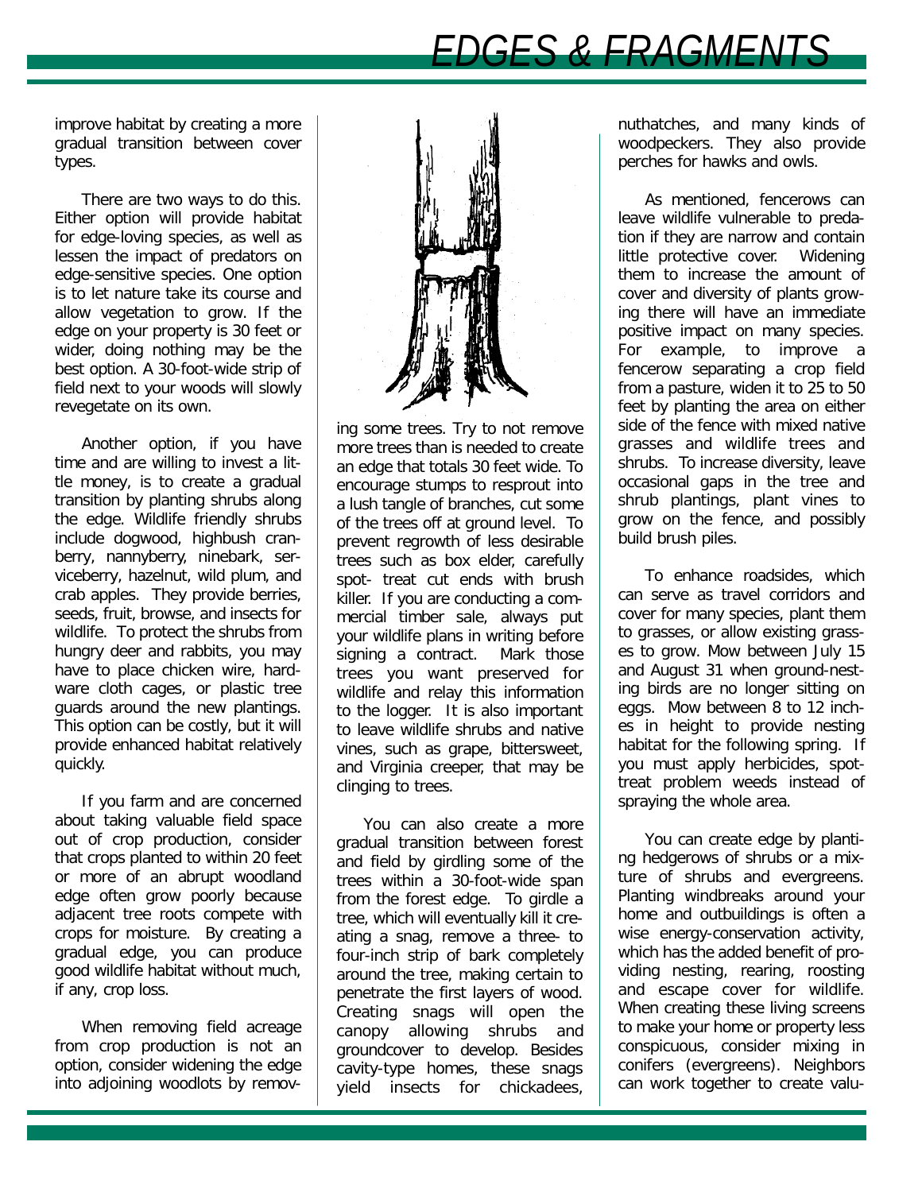improve habitat by creating a more gradual transition between cover types.

There are two ways to do this. Either option will provide habitat for edge-loving species, as well as lessen the impact of predators on edge-sensitive species. One option is to let nature take its course and allow vegetation to grow. If the edge on your property is 30 feet or wider, doing nothing may be the best option. A 30-foot-wide strip of field next to your woods will slowly revegetate on its own.

Another option, if you have time and are willing to invest a little money, is to create a gradual transition by planting shrubs along the edge. Wildlife friendly shrubs include dogwood, highbush cranberry, nannyberry, ninebark, serviceberry, hazelnut, wild plum, and crab apples. They provide berries, seeds, fruit, browse, and insects for wildlife. To protect the shrubs from hungry deer and rabbits, you may have to place chicken wire, hardware cloth cages, or plastic tree guards around the new plantings. This option can be costly, but it will provide enhanced habitat relatively quickly.

If you farm and are concerned about taking valuable field space out of crop production, consider that crops planted to within 20 feet or more of an abrupt woodland edge often grow poorly because adjacent tree roots compete with crops for moisture. By creating a gradual edge, you can produce good wildlife habitat without much, if any, crop loss.

When removing field acreage from crop production is not an option, consider widening the edge into adjoining woodlots by removing some trees. Try to not remove more trees than is needed to create an edge that totals 30 feet wide. To encourage stumps to resprout into a lush tangle of branches, cut some of the trees off at ground level. To prevent regrowth of less desirable trees such as box elder, carefully spot- treat cut ends with brush killer. If you are conducting a commercial timber sale, always put your wildlife plans in writing before signing a contract. Mark those trees you want preserved for wildlife and relay this information to the logger. It is also important to leave wildlife shrubs and native vines, such as grape, bittersweet, and Virginia creeper, that may be clinging to trees.

You can also create a more gradual transition between forest and field by girdling some of the trees within a 30-foot-wide span from the forest edge. To girdle a tree, which will eventually kill it creating a snag, remove a three- to four-inch strip of bark completely around the tree, making certain to penetrate the first layers of wood. Creating snags will open the canopy allowing shrubs and groundcover to develop. Besides cavity-type homes, these snags yield insects for chickadees, nuthatches, and many kinds of woodpeckers. They also provide perches for hawks and owls.

As mentioned, fencerows can leave wildlife vulnerable to predation if they are narrow and contain little protective cover. Widening them to increase the amount of cover and diversity of plants growing there will have an immediate positive impact on many species. For example, to improve a fencerow separating a crop field from a pasture, widen it to 25 to 50 feet by planting the area on either side of the fence with mixed native grasses and wildlife trees and shrubs. To increase diversity, leave occasional gaps in the tree and shrub plantings, plant vines to grow on the fence, and possibly build brush piles.

To enhance roadsides, which can serve as travel corridors and cover for many species, plant them to grasses, or allow existing grasses to grow. Mow between July 15 and August 31 when ground-nesting birds are no longer sitting on eggs. Mow between 8 to 12 inches in height to provide nesting habitat for the following spring. If you must apply herbicides, spot-treat problem weeds instead of spraying the whole area.

You can create edge by planting hedgerows of shrubs or a mixture of shrubs and evergreens. Planting windbreaks around your home and outbuildings is often a wise energy-conservation activity, which has the added benefit of providing nesting, rearing, roosting and escape cover for wildlife. When creating these living screens to make your home or property less conspicuous, consider mixing in conifers (evergreens). Neighbors can work together to create valu-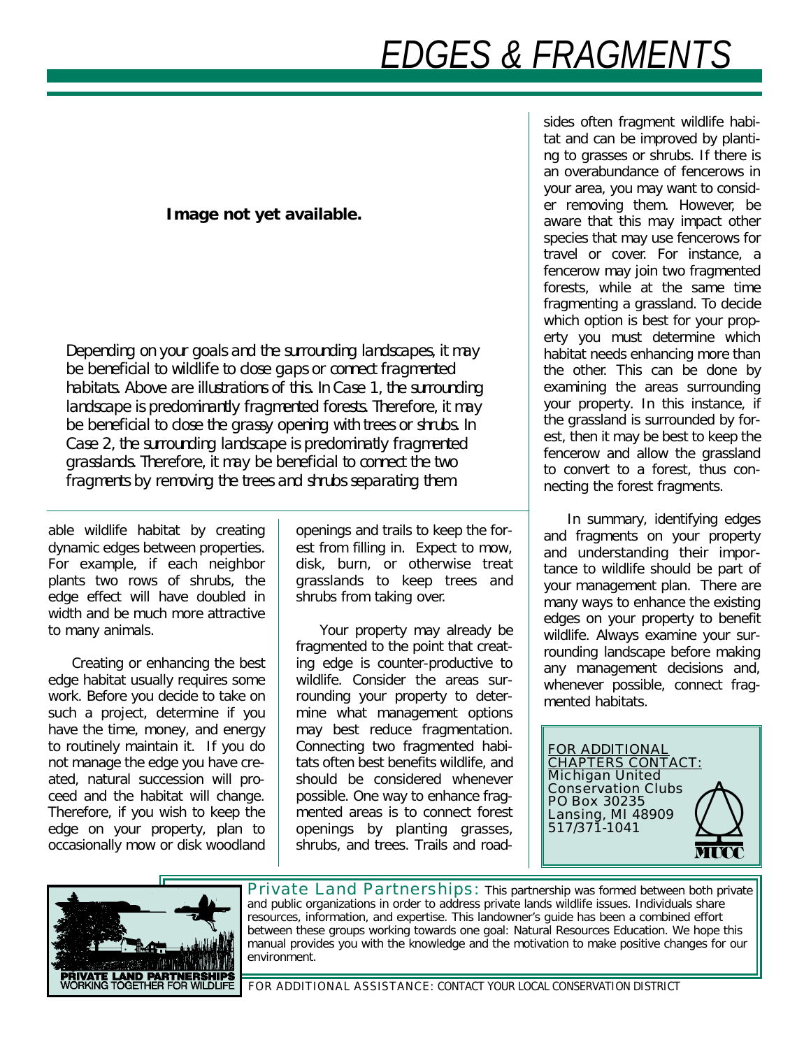# EDGES & FRAGMENTS

**Image not yet available.**

*Depending on your goals and the surrounding landscapes, it may be beneficial to wildlife to close gaps or connect fragmented habitats. Above are illustrations of this. In Case 1, the surrounding landscape is predominantly fragmented forests. Therefore, it may be beneficial to close the grassy opening with trees or shrubs. In Case 2, the surrounding landscape is predominatly fragmented grasslands. Therefore, it may be beneficial to connect the two fragments by removing the trees and shrubs separating them*

able wildlife habitat by creating dynamic edges between properties. For example, if each neighbor plants two rows of shrubs, the edge effect will have doubled in width and be much more attractive to many animals.

Creating or enhancing the best edge habitat usually requires some work. Before you decide to take on such a project, determine if you have the time, money, and energy to routinely maintain it. If you do not manage the edge you have created, natural succession will proceed and the habitat will change. Therefore, if you wish to keep the edge on your property, plan to occasionally mow or disk woodland openings and trails to keep the forest from filling in. Expect to mow, disk, burn, or otherwise treat grasslands to keep trees and shrubs from taking over.

Your property may already be fragmented to the point that creating edge is counter-productive to wildlife. Consider the areas surrounding your property to determine what management options may best reduce fragmentation. Connecting two fragmented habitats often best benefits wildlife, and should be considered whenever possible. One way to enhance fragmented areas is to connect forest openings by planting grasses, shrubs, and trees. Trails and roadsides often fragment wildlife habitat and can be improved by planting to grasses or shrubs. If there is an overabundance of fencerows in your area, you may want to consider removing them. However, be aware that this may impact other species that may use fencerows for travel or cover. For instance, a fencerow may join two fragmented forests, while at the same time fragmenting a grassland. To decide which option is best for your property you must determine which habitat needs enhancing more than the other. This can be done by examining the areas surrounding your property. In this instance, if the grassland is surrounded by forest, then it may be best to keep the fencerow and allow the grassland to convert to a forest, thus connecting the forest fragments.

In summary, identifying edges and fragments on your property and understanding their importance to wildlife should be part of your management plan. There are many ways to enhance the existing edges on your property to benefit wildlife. Always examine your surrounding landscape before making any management decisions and, whenever possible, connect fragmented habitats.

FOR ADDITIONAL CHAPTERS CONTACT:
Michigan United Conservation Clubs
PO Box 30235
Lansing, MI 48909
517/371-1041

MUCC

PRIVATE LAND PARTNERSHIPS
WORKING TOGETHER FOR WILDLIFE

Private Land Partnerships: This partnership was formed between both private and public organizations in order to address private lands wildlife issues. Individuals share resources, information, and expertise. This landowner's guide has been a combined effort between these groups working towards one goal: Natural Resources Education. We hope this manual provides you with the knowledge and the motivation to make positive changes for our environment.

FOR ADDITIONAL ASSISTANCE: CONTACT YOUR LOCAL CONSERVATION DISTRICT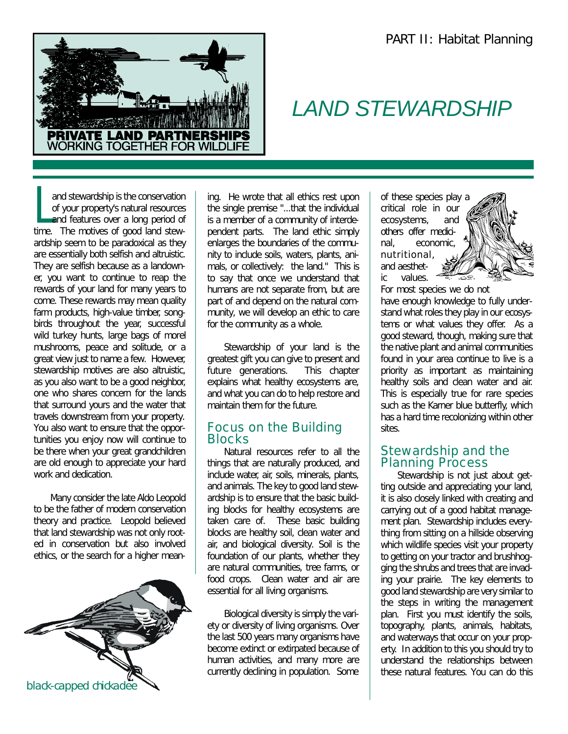PART II: Habitat Planning

# LAND STEWARDSHIP

Land stewardship is the conservation of your property's natural resources and features over a long period of time. The motives of good land stewardship seem to be paradoxical as they are essentially both selfish and altruistic. They are selfish because as a landowner, you want to continue to reap the rewards of your land for many years to come. These rewards may mean quality farm products, high-value timber, songbirds throughout the year, successful wild turkey hunts, large bags of morel mushrooms, peace and solitude, or a great view just to name a few. However, stewardship motives are also altruistic, as you also want to be a good neighbor, one who shares concern for the lands that surround yours and the water that travels downstream from your property. You also want to ensure that the opportunities you enjoy now will continue to be there when your great grandchildren are old enough to appreciate your hard work and dedication.

Many consider the late Aldo Leopold to be the father of modern conservation theory and practice. Leopold believed that land stewardship was not only rooted in conservation but also involved ethics, or the search for a higher meaning. He wrote that all ethics rest upon the single premise "...that the individual is a member of a community of interdependent parts. The land ethic simply enlarges the boundaries of the community to include soils, waters, plants, animals, or collectively: the land." This is to say that once we understand that humans are not separate from, but are part of and depend on the natural community, we will develop an ethic to care for the community as a whole.

black-capped chickadee

Stewardship of your land is the greatest gift you can give to present and future generations. This chapter explains what healthy ecosystems are, and what you can do to help restore and maintain them for the future.

## Focus on the Building Blocks

Natural resources refer to all the things that are naturally produced, and include water, air, soils, minerals, plants, and animals. The key to good land stewardship is to ensure that the basic building blocks for healthy ecosystems are taken care of. These basic building blocks are healthy soil, clean water and air, and biological diversity. Soil is the foundation of our plants, whether they are natural communities, tree farms, or food crops. Clean water and air are essential for all living organisms.

Biological diversity is simply the variety or diversity of living organisms. Over the last 500 years many organisms have become extinct or extirpated because of human activities, and many more are currently declining in population. Some of these species play a critical role in our ecosystems, and others offer medicinal, economic, nutritional, and aesthetic values. For most species we do not have enough knowledge to fully understand what roles they play in our ecosystems or what values they offer. As a good steward, though, making sure that the native plant and animal communities found in your area continue to live is a priority as important as maintaining healthy soils and clean water and air. This is especially true for rare species such as the Karner blue butterfly, which has a hard time recolonizing within other sites.

## Stewardship and the Planning Process

Stewardship is not just about getting outside and appreciating your land, it is also closely linked with creating and carrying out of a good habitat management plan. Stewardship includes everything from sitting on a hillside observing which wildlife species visit your property to getting on your tractor and brushhogging the shrubs and trees that are invading your prairie. The key elements to good land stewardship are very similar to the steps in writing the management plan. First you must identify the soils, topography, plants, animals, habitats, and waterways that occur on your property. In addition to this you should try to understand the relationships between these natural features. You can do this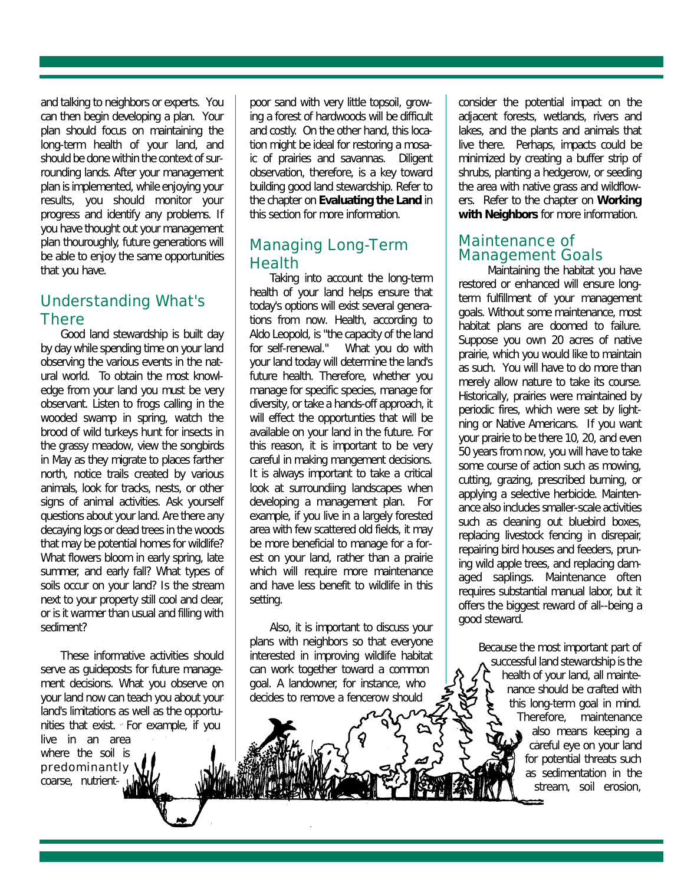and talking to neighbors or experts. You can then begin developing a plan. Your plan should focus on maintaining the long-term health of your land, and should be done within the context of surrounding lands. After your management plan is implemented, while enjoying your results, you should monitor your progress and identify any problems. If you have thought out your management plan thouroughly, future generations will be able to enjoy the same opportunities that you have.

## Understanding What's There

Good land stewardship is built day by day while spending time on your land observing the various events in the natural world. To obtain the most knowledge from your land you must be very observant. Listen to frogs calling in the wooded swamp in spring, watch the brood of wild turkeys hunt for insects in the grassy meadow, view the songbirds in May as they migrate to places farther north, notice trails created by various animals, look for tracks, nests, or other signs of animal activities. Ask yourself questions about your land. Are there any decaying logs or dead trees in the woods that may be potential homes for wildlife? What flowers bloom in early spring, late summer, and early fall? What types of soils occur on your land? Is the stream next to your property still cool and clear, or is it warmer than usual and filling with sediment?

These informative activities should serve as guideposts for future management decisions. What you observe on your land now can teach you about your land's limitations as well as the opportunities that exist. For example, if you live in an area where the soil is predominantly coarse, nutrient-poor sand with very little topsoil, growing a forest of hardwoods will be difficult and costly. On the other hand, this location might be ideal for restoring a mosaic of prairies and savannas. Diligent observation, therefore, is a key toward building good land stewardship. Refer to the chapter on **Evaluating the Land** in this section for more information.

## Managing Long-Term Health

Taking into account the long-term health of your land helps ensure that today's options will exist several generations from now. Health, according to Aldo Leopold, is "the capacity of the land for self-renewal." What you do with your land today will determine the land's future health. Therefore, whether you manage for specific species, manage for diversity, or take a hands-off approach, it will effect the opportunities that will be available on your land in the future. For this reason, it is important to be very careful in making mangement decisions. It is always important to take a critical look at surroundiing landscapes when developing a management plan. For example, if you live in a largely forested area with few scattered old fields, it may be more beneficial to manage for a forest on your land, rather than a prairie which will require more maintenance and have less benefit to wildlife in this setting.

Also, it is important to discuss your plans with neighbors so that everyone interested in improving wildlife habitat can work together toward a common goal. A landowner, for instance, who decides to remove a fencerow should consider the potential impact on the adjacent forests, wetlands, rivers and lakes, and the plants and animals that live there. Perhaps, impacts could be minimized by creating a buffer strip of shrubs, planting a hedgerow, or seeding the area with native grass and wildflowers. Refer to the chapter on **Working with Neighbors** for more information.

## Maintenance of Management Goals

Maintaining the habitat you have restored or enhanced will ensure long-term fulfillment of your management goals. Without some maintenance, most habitat plans are doomed to failure. Suppose you own 20 acres of native prairie, which you would like to maintain as such. You will have to do more than merely allow nature to take its course. Historically, prairies were maintained by periodic fires, which were set by lightning or Native Americans. If you want your prairie to be there 10, 20, and even 50 years from now, you will have to take some course of action such as mowing, cutting, grazing, prescribed burning, or applying a selective herbicide. Maintenance also includes smaller-scale activities such as cleaning out bluebird boxes, replacing livestock fencing in disrepair, repairing bird houses and feeders, pruning wild apple trees, and replacing damaged saplings. Maintenance often requires substantial manual labor, but it offers the biggest reward of all--being a good steward.

Because the most important part of successful land stewardship is the health of your land, all maintenance should be crafted with this long-term goal in mind. Therefore, maintenance also means keeping a careful eye on your land for potential threats such as sedimentation in the stream, soil erosion,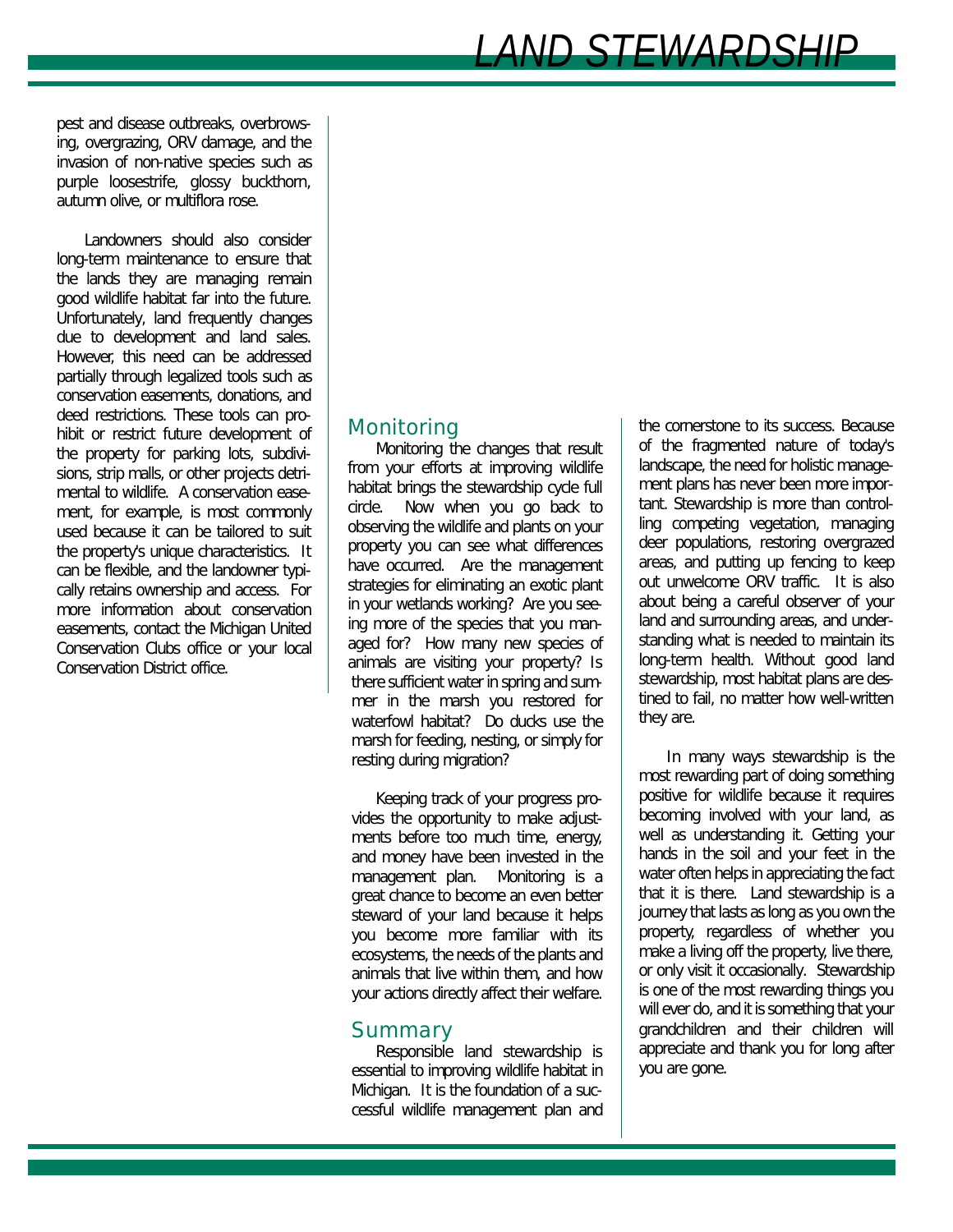pest and disease outbreaks, overbrowsing, overgrazing, ORV damage, and the invasion of non-native species such as purple loosestrife, glossy buckthorn, autumn olive, or multiflora rose.

Landowners should also consider long-term maintenance to ensure that the lands they are managing remain good wildlife habitat far into the future. Unfortunately, land frequently changes due to development and land sales. However, this need can be addressed partially through legalized tools such as conservation easements, donations, and deed restrictions. These tools can prohibit or restrict future development of the property for parking lots, subdivisions, strip malls, or other projects detrimental to wildlife. A conservation easement, for example, is most commonly used because it can be tailored to suit the property's unique characteristics. It can be flexible, and the landowner typically retains ownership and access. For more information about conservation easements, contact the Michigan United Conservation Clubs office or your local Conservation District office.

## Monitoring

Monitoring the changes that result from your efforts at improving wildlife habitat brings the stewardship cycle full circle. Now when you go back to observing the wildlife and plants on your property you can see what differences have occurred. Are the management strategies for eliminating an exotic plant in your wetlands working? Are you seeing more of the species that you managed for? How many new species of animals are visiting your property? Is there sufficient water in spring and summer in the marsh you restored for waterfowl habitat? Do ducks use the marsh for feeding, nesting, or simply for resting during migration?

Keeping track of your progress provides the opportunity to make adjustments before too much time, energy, and money have been invested in the management plan. Monitoring is a great chance to become an even better steward of your land because it helps you become more familiar with its ecosystems, the needs of the plants and animals that live within them, and how your actions directly affect their welfare.

## Summary

Responsible land stewardship is essential to improving wildlife habitat in Michigan. It is the foundation of a successful wildlife management plan and the cornerstone to its success. Because of the fragmented nature of today's landscape, the need for holistic management plans has never been more important. Stewardship is more than controlling competing vegetation, managing deer populations, restoring overgrazed areas, and putting up fencing to keep out unwelcome ORV traffic. It is also about being a careful observer of your land and surrounding areas, and understanding what is needed to maintain its long-term health. Without good land stewardship, most habitat plans are destined to fail, no matter how well-written they are.

In many ways stewardship is the most rewarding part of doing something positive for wildlife because it requires becoming involved with your land, as well as understanding it. Getting your hands in the soil and your feet in the water often helps in appreciating the fact that it is there. Land stewardship is a journey that lasts as long as you own the property, regardless of whether you make a living off the property, live there, or only visit it occasionally. Stewardship is one of the most rewarding things you will ever do, and it is something that your grandchildren and their children will appreciate and thank you for long after you are gone.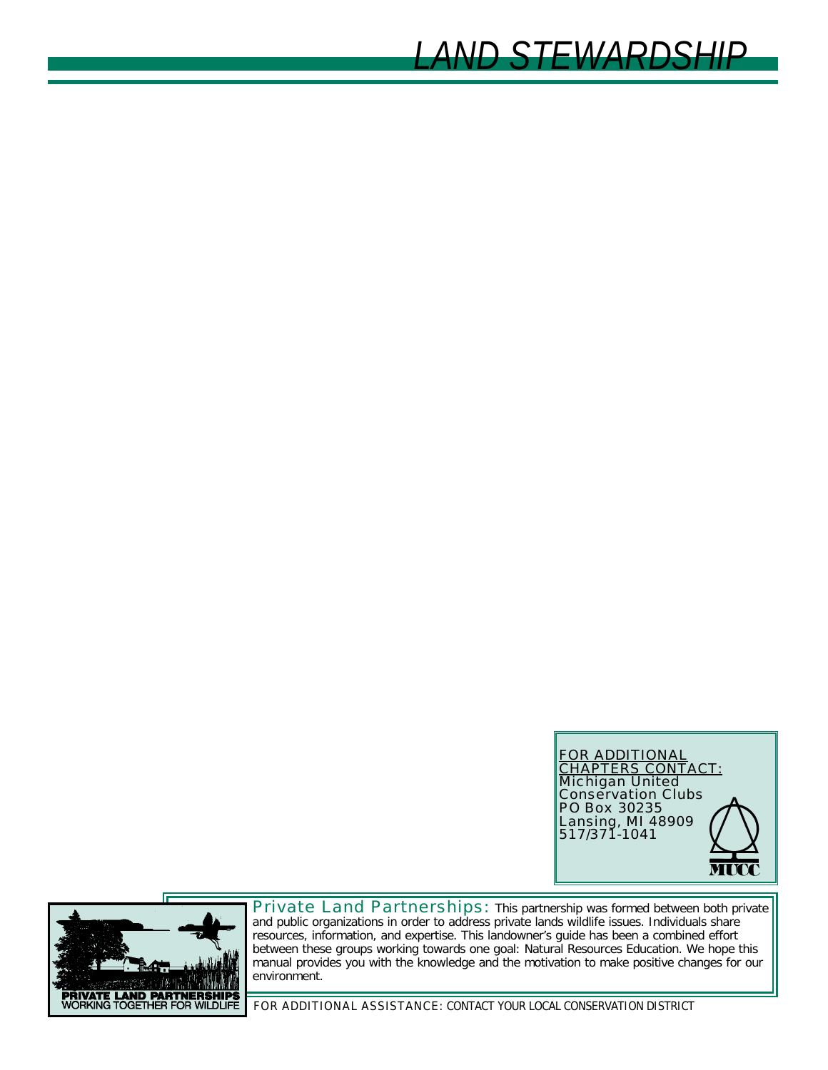# LAND STEWARDSHIP

FOR ADDITIONAL CHAPTERS CONTACT:
Michigan United Conservation Clubs
PO Box 30235
Lansing, MI 48909
517/371-1041

MUCC

PRIVATE LAND PARTNERSHIPS
WORKING TOGETHER FOR WILDLIFE

**Private Land Partnerships:** This partnership was formed between both private and public organizations in order to address private lands wildlife issues. Individuals share resources, information, and expertise. This landowner's guide has been a combined effort between these groups working towards one goal: Natural Resources Education. We hope this manual provides you with the knowledge and the motivation to make positive changes for our environment.

FOR ADDITIONAL ASSISTANCE: CONTACT YOUR LOCAL CONSERVATION DISTRICT